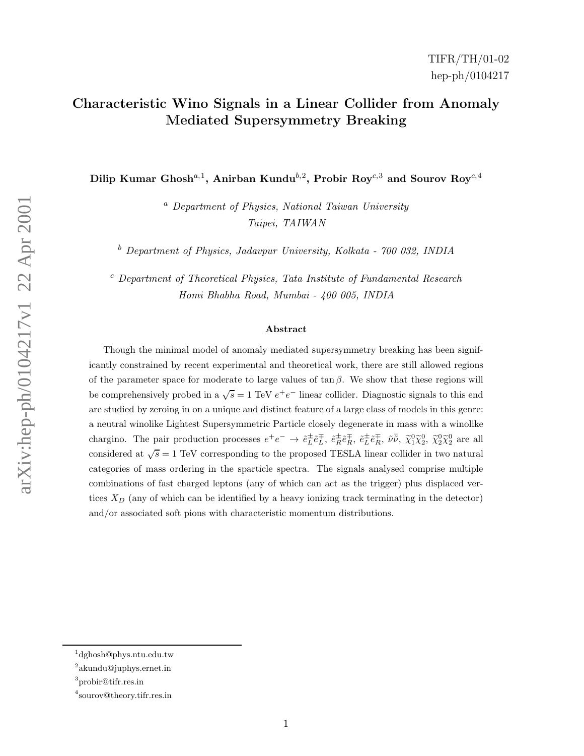TIFR/TH/01-02
hep-ph/0104217

# Characteristic Wino Signals in a Linear Collider from Anomaly Mediated Supersymmetry Breaking

**Dilip Kumar Ghosh[a,1], Anirban Kundu[b,2], Probir Roy[c,3] and Sourov Roy[c,4]**

[a] *Department of Physics, National Taiwan University*
*Taipei, TAIWAN*

[b] *Department of Physics, Jadavpur University, Kolkata - 700 032, INDIA*

[c] *Department of Theoretical Physics, Tata Institute of Fundamental Research*
*Homi Bhabha Road, Mumbai - 400 005, INDIA*

## Abstract

Though the minimal model of anomaly mediated supersymmetry breaking has been significantly constrained by recent experimental and theoretical work, there are still allowed regions of the parameter space for moderate to large values of $\tan\beta$. We show that these regions will be comprehensively probed in a $\sqrt{s} = 1$ TeV $e^+e^-$ linear collider. Diagnostic signals to this end are studied by zeroing in on a unique and distinct feature of a large class of models in this genre: a neutral winolike Lightest Supersymmetric Particle closely degenerate in mass with a winolike chargino. The pair production processes $e^+e^- \to \tilde{e}_L^\pm \tilde{e}_L^\mp$, $\tilde{e}_R^\pm \tilde{e}_R^\mp$, $\tilde{e}_L^\pm \tilde{e}_R^\mp$, $\tilde{\nu}\bar{\tilde{\nu}}$, $\widetilde{\chi}_1^0 \widetilde{\chi}_2^0$, $\widetilde{\chi}_2^0 \widetilde{\chi}_2^0$ are all considered at $\sqrt{s} = 1$ TeV corresponding to the proposed TESLA linear collider in two natural categories of mass ordering in the sparticle spectra. The signals analysed comprise multiple combinations of fast charged leptons (any of which can act as the trigger) plus displaced vertices $X_D$ (any of which can be identified by a heavy ionizing track terminating in the detector) and/or associated soft pions with characteristic momentum distributions.

---

[1] dghosh@phys.ntu.edu.tw

[2] akundu@juphys.ernet.in

[3] probir@tifr.res.in

[4] sourov@theory.tifr.res.in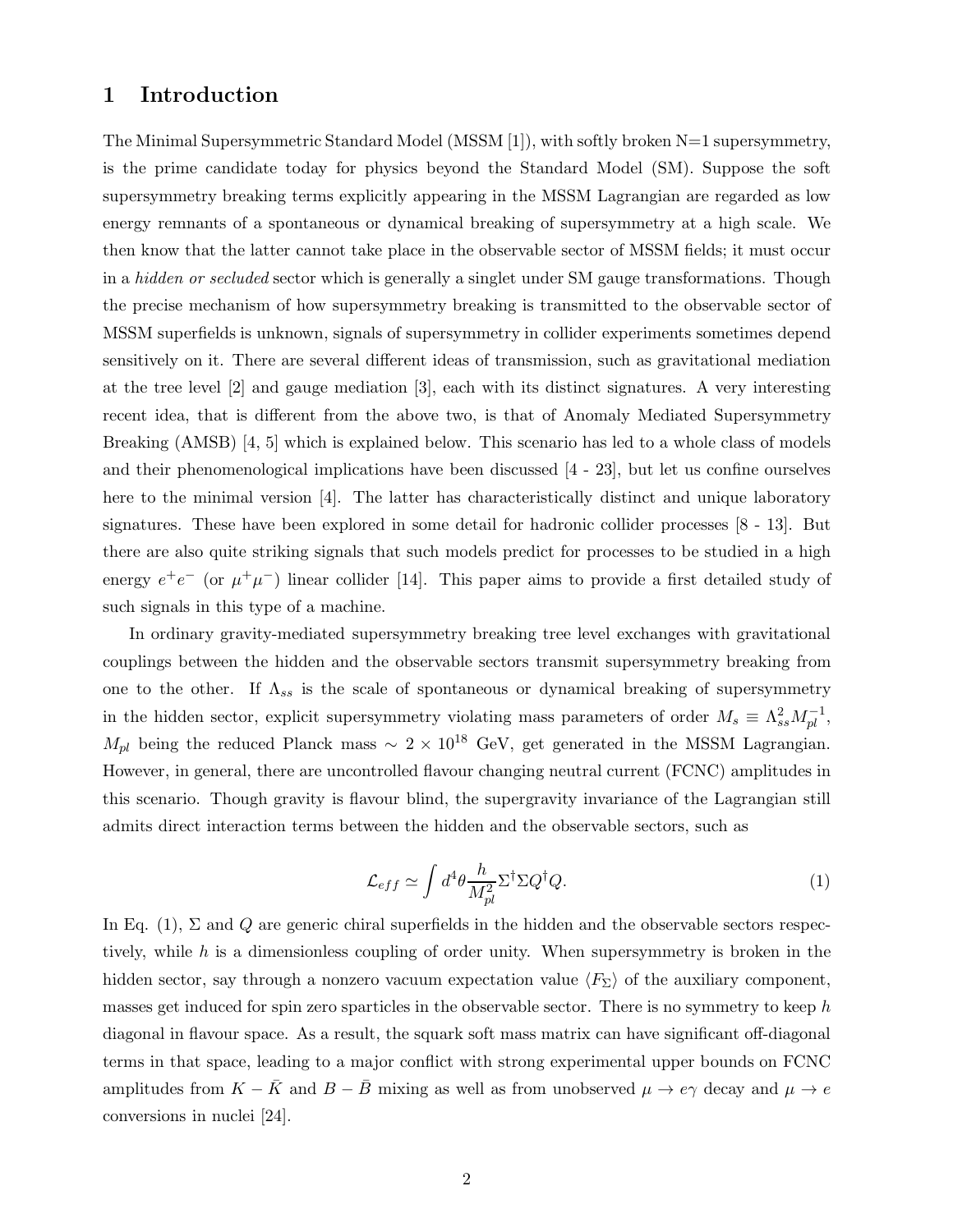# 1 Introduction

The Minimal Supersymmetric Standard Model (MSSM [1]), with softly broken N=1 supersymmetry, is the prime candidate today for physics beyond the Standard Model (SM). Suppose the soft supersymmetry breaking terms explicitly appearing in the MSSM Lagrangian are regarded as low energy remnants of a spontaneous or dynamical breaking of supersymmetry at a high scale. We then know that the latter cannot take place in the observable sector of MSSM fields; it must occur in a *hidden or secluded* sector which is generally a singlet under SM gauge transformations. Though the precise mechanism of how supersymmetry breaking is transmitted to the observable sector of MSSM superfields is unknown, signals of supersymmetry in collider experiments sometimes depend sensitively on it. There are several different ideas of transmission, such as gravitational mediation at the tree level [2] and gauge mediation [3], each with its distinct signatures. A very interesting recent idea, that is different from the above two, is that of Anomaly Mediated Supersymmetry Breaking (AMSB) [4, 5] which is explained below. This scenario has led to a whole class of models and their phenomenological implications have been discussed [4 - 23], but let us confine ourselves here to the minimal version [4]. The latter has characteristically distinct and unique laboratory signatures. These have been explored in some detail for hadronic collider processes [8 - 13]. But there are also quite striking signals that such models predict for processes to be studied in a high energy $e^+e^-$ (or $\mu^+\mu^-$) linear collider [14]. This paper aims to provide a first detailed study of such signals in this type of a machine.

In ordinary gravity-mediated supersymmetry breaking tree level exchanges with gravitational couplings between the hidden and the observable sectors transmit supersymmetry breaking from one to the other. If $\Lambda_{ss}$ is the scale of spontaneous or dynamical breaking of supersymmetry in the hidden sector, explicit supersymmetry violating mass parameters of order $M_s \equiv \Lambda_{ss}^2 M_{pl}^{-1}$, $M_{pl}$ being the reduced Planck mass $\sim 2 \times 10^{18}$ GeV, get generated in the MSSM Lagrangian. However, in general, there are uncontrolled flavour changing neutral current (FCNC) amplitudes in this scenario. Though gravity is flavour blind, the supergravity invariance of the Lagrangian still admits direct interaction terms between the hidden and the observable sectors, such as

$$\mathcal{L}_{eff} \simeq \int d^4\theta \frac{h}{M_{pl}^2} \Sigma^\dagger \Sigma Q^\dagger Q. \tag{1}$$

In Eq. (1), $\Sigma$ and $Q$ are generic chiral superfields in the hidden and the observable sectors respectively, while $h$ is a dimensionless coupling of order unity. When supersymmetry is broken in the hidden sector, say through a nonzero vacuum expectation value $\langle F_\Sigma \rangle$ of the auxiliary component, masses get induced for spin zero sparticles in the observable sector. There is no symmetry to keep $h$ diagonal in flavour space. As a result, the squark soft mass matrix can have significant off-diagonal terms in that space, leading to a major conflict with strong experimental upper bounds on FCNC amplitudes from $K - \bar{K}$ and $B - \bar{B}$ mixing as well as from unobserved $\mu \to e\gamma$ decay and $\mu \to e$ conversions in nuclei [24].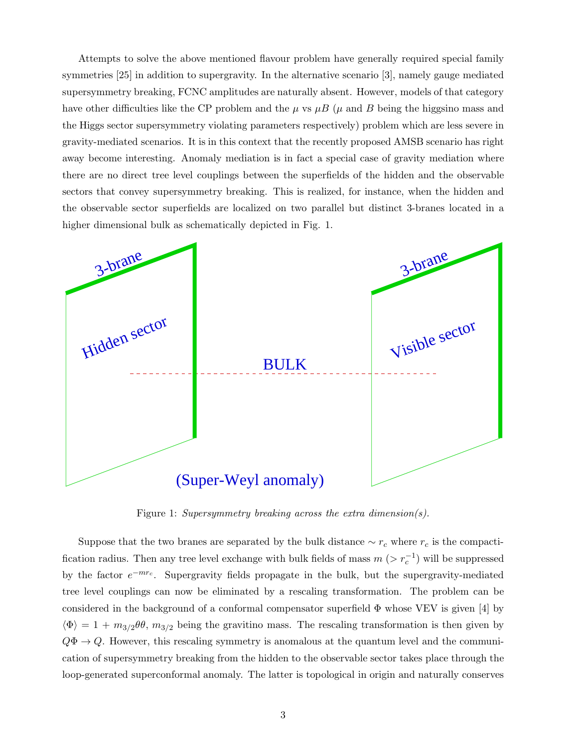Attempts to solve the above mentioned flavour problem have generally required special family symmetries [25] in addition to supergravity. In the alternative scenario [3], namely gauge mediated supersymmetry breaking, FCNC amplitudes are naturally absent. However, models of that category have other difficulties like the CP problem and the $\mu$ vs $\mu B$ ($\mu$ and $B$ being the higgsino mass and the Higgs sector supersymmetry violating parameters respectively) problem which are less severe in gravity-mediated scenarios. It is in this context that the recently proposed AMSB scenario has right away become interesting. Anomaly mediation is in fact a special case of gravity mediation where there are no direct tree level couplings between the superfields of the hidden and the observable sectors that convey supersymmetry breaking. This is realized, for instance, when the hidden and the observable sector superfields are localized on two parallel but distinct 3-branes located in a higher dimensional bulk as schematically depicted in Fig. 1.

Figure 1: *Supersymmetry breaking across the extra dimension(s).*

Suppose that the two branes are separated by the bulk distance $\sim r_c$ where $r_c$ is the compactification radius. Then any tree level exchange with bulk fields of mass $m$ ($> r_c^{-1}$) will be suppressed by the factor $e^{-mr_c}$. Supergravity fields propagate in the bulk, but the supergravity-mediated tree level couplings can now be eliminated by a rescaling transformation. The problem can be considered in the background of a conformal compensator superfield $\Phi$ whose VEV is given [4] by $\langle\Phi\rangle = 1 + m_{3/2}\theta\theta$, $m_{3/2}$ being the gravitino mass. The rescaling transformation is then given by $Q\Phi \to Q$. However, this rescaling symmetry is anomalous at the quantum level and the communication of supersymmetry breaking from the hidden to the observable sector takes place through the loop-generated superconformal anomaly. The latter is topological in origin and naturally conserves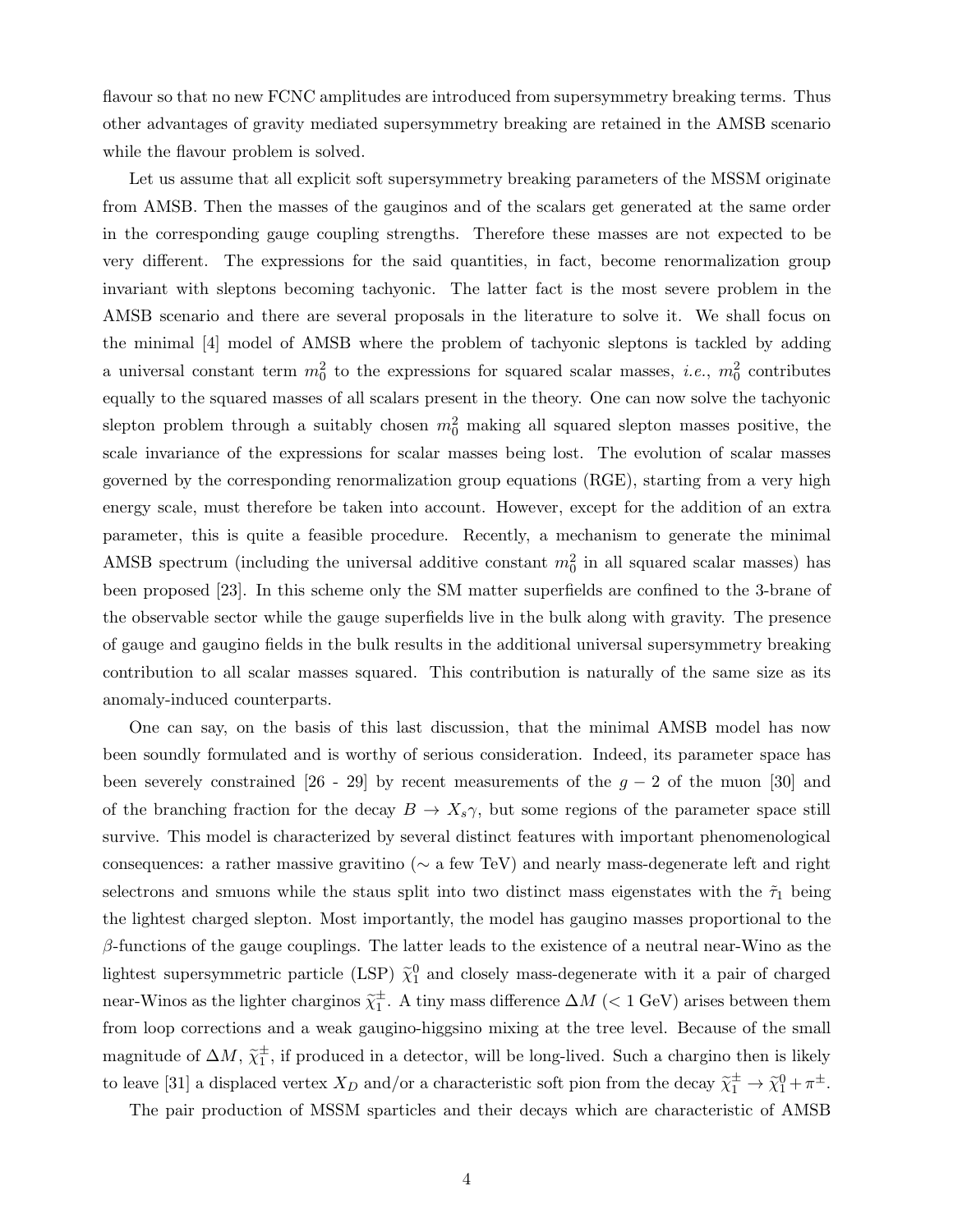flavour so that no new FCNC amplitudes are introduced from supersymmetry breaking terms. Thus other advantages of gravity mediated supersymmetry breaking are retained in the AMSB scenario while the flavour problem is solved.

Let us assume that all explicit soft supersymmetry breaking parameters of the MSSM originate from AMSB. Then the masses of the gauginos and of the scalars get generated at the same order in the corresponding gauge coupling strengths. Therefore these masses are not expected to be very different. The expressions for the said quantities, in fact, become renormalization group invariant with sleptons becoming tachyonic. The latter fact is the most severe problem in the AMSB scenario and there are several proposals in the literature to solve it. We shall focus on the minimal [4] model of AMSB where the problem of tachyonic sleptons is tackled by adding a universal constant term $m_0^2$ to the expressions for squared scalar masses, *i.e.*, $m_0^2$ contributes equally to the squared masses of all scalars present in the theory. One can now solve the tachyonic slepton problem through a suitably chosen $m_0^2$ making all squared slepton masses positive, the scale invariance of the expressions for scalar masses being lost. The evolution of scalar masses governed by the corresponding renormalization group equations (RGE), starting from a very high energy scale, must therefore be taken into account. However, except for the addition of an extra parameter, this is quite a feasible procedure. Recently, a mechanism to generate the minimal AMSB spectrum (including the universal additive constant $m_0^2$ in all squared scalar masses) has been proposed [23]. In this scheme only the SM matter superfields are confined to the 3-brane of the observable sector while the gauge superfields live in the bulk along with gravity. The presence of gauge and gaugino fields in the bulk results in the additional universal supersymmetry breaking contribution to all scalar masses squared. This contribution is naturally of the same size as its anomaly-induced counterparts.

One can say, on the basis of this last discussion, that the minimal AMSB model has now been soundly formulated and is worthy of serious consideration. Indeed, its parameter space has been severely constrained [26 - 29] by recent measurements of the $g-2$ of the muon [30] and of the branching fraction for the decay $B \to X_s \gamma$, but some regions of the parameter space still survive. This model is characterized by several distinct features with important phenomenological consequences: a rather massive gravitino ($\sim$ a few TeV) and nearly mass-degenerate left and right selectrons and smuons while the staus split into two distinct mass eigenstates with the $\tilde{\tau}_1$ being the lightest charged slepton. Most importantly, the model has gaugino masses proportional to the $\beta$-functions of the gauge couplings. The latter leads to the existence of a neutral near-Wino as the lightest supersymmetric particle (LSP) $\widetilde{\chi}_1^0$ and closely mass-degenerate with it a pair of charged near-Winos as the lighter charginos $\widetilde{\chi}_1^{\pm}$. A tiny mass difference $\Delta M$ ($< 1$ GeV) arises between them from loop corrections and a weak gaugino-higgsino mixing at the tree level. Because of the small magnitude of $\Delta M$, $\widetilde{\chi}_1^{\pm}$, if produced in a detector, will be long-lived. Such a chargino then is likely to leave [31] a displaced vertex $X_D$ and/or a characteristic soft pion from the decay $\widetilde{\chi}_1^{\pm} \to \widetilde{\chi}_1^0 + \pi^{\pm}$.

The pair production of MSSM sparticles and their decays which are characteristic of AMSB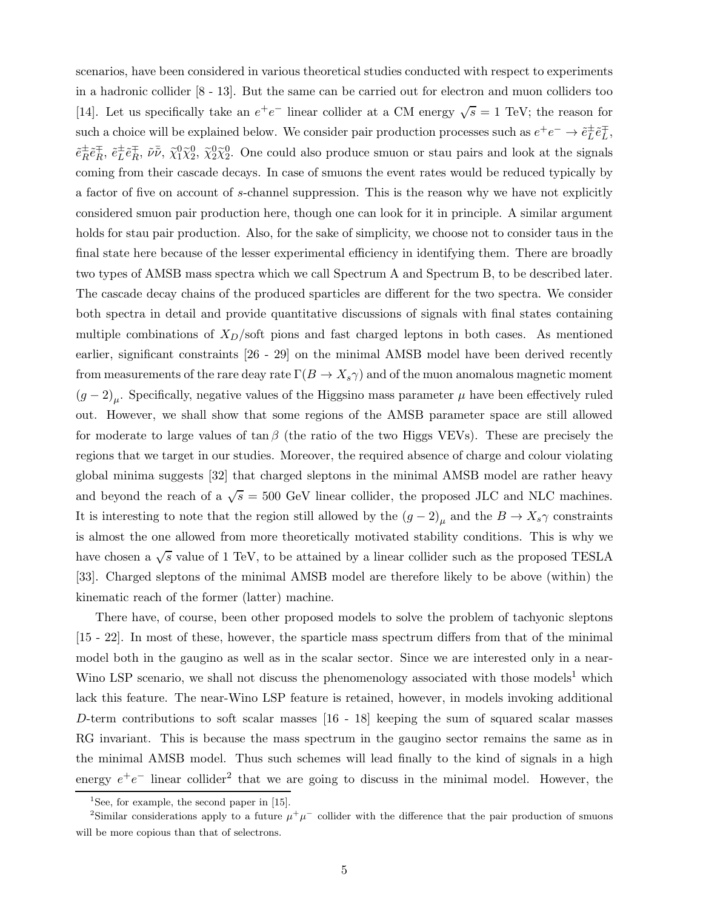scenarios, have been considered in various theoretical studies conducted with respect to experiments in a hadronic collider [8 - 13]. But the same can be carried out for electron and muon colliders too [14]. Let us specifically take an $e^+e^-$ linear collider at a CM energy $\sqrt{s}$ = 1 TeV; the reason for such a choice will be explained below. We consider pair production processes such as $e^+e^- \rightarrow \tilde{e}_L^\pm \tilde{e}_L^\mp$, $\tilde{e}_R^\pm \tilde{e}_R^\mp$, $\tilde{e}_L^\pm \tilde{e}_R^\mp$, $\tilde{\nu}\bar{\tilde{\nu}}$, $\tilde{\chi}_1^0\tilde{\chi}_2^0$, $\tilde{\chi}_2^0\tilde{\chi}_2^0$. One could also produce smuon or stau pairs and look at the signals coming from their cascade decays. In case of smuons the event rates would be reduced typically by a factor of five on account of $s$-channel suppression. This is the reason why we have not explicitly considered smuon pair production here, though one can look for it in principle. A similar argument holds for stau pair production. Also, for the sake of simplicity, we choose not to consider taus in the final state here because of the lesser experimental efficiency in identifying them. There are broadly two types of AMSB mass spectra which we call Spectrum A and Spectrum B, to be described later. The cascade decay chains of the produced sparticles are different for the two spectra. We consider both spectra in detail and provide quantitative discussions of signals with final states containing multiple combinations of $X_D$/soft pions and fast charged leptons in both cases. As mentioned earlier, significant constraints [26 - 29] on the minimal AMSB model have been derived recently from measurements of the rare deay rate $\Gamma(B \rightarrow X_s\gamma)$ and of the muon anomalous magnetic moment $(g-2)_\mu$. Specifically, negative values of the Higgsino mass parameter $\mu$ have been effectively ruled out. However, we shall show that some regions of the AMSB parameter space are still allowed for moderate to large values of $\tan\beta$ (the ratio of the two Higgs VEVs). These are precisely the regions that we target in our studies. Moreover, the required absence of charge and colour violating global minima suggests [32] that charged sleptons in the minimal AMSB model are rather heavy and beyond the reach of a $\sqrt{s}$ = 500 GeV linear collider, the proposed JLC and NLC machines. It is interesting to note that the region still allowed by the $(g-2)_\mu$ and the $B \rightarrow X_s\gamma$ constraints is almost the one allowed from more theoretically motivated stability conditions. This is why we have chosen a $\sqrt{s}$ value of 1 TeV, to be attained by a linear collider such as the proposed TESLA [33]. Charged sleptons of the minimal AMSB model are therefore likely to be above (within) the kinematic reach of the former (latter) machine.

There have, of course, been other proposed models to solve the problem of tachyonic sleptons [15 - 22]. In most of these, however, the sparticle mass spectrum differs from that of the minimal model both in the gaugino as well as in the scalar sector. Since we are interested only in a near-Wino LSP scenario, we shall not discuss the phenomenology associated with those models[1] which lack this feature. The near-Wino LSP feature is retained, however, in models invoking additional $D$-term contributions to soft scalar masses [16 - 18] keeping the sum of squared scalar masses RG invariant. This is because the mass spectrum in the gaugino sector remains the same as in the minimal AMSB model. Thus such schemes will lead finally to the kind of signals in a high energy $e^+e^-$ linear collider[2] that we are going to discuss in the minimal model. However, the

[1]See, for example, the second paper in [15].

[2]Similar considerations apply to a future $\mu^+\mu^-$ collider with the difference that the pair production of smuons will be more copious than that of selectrons.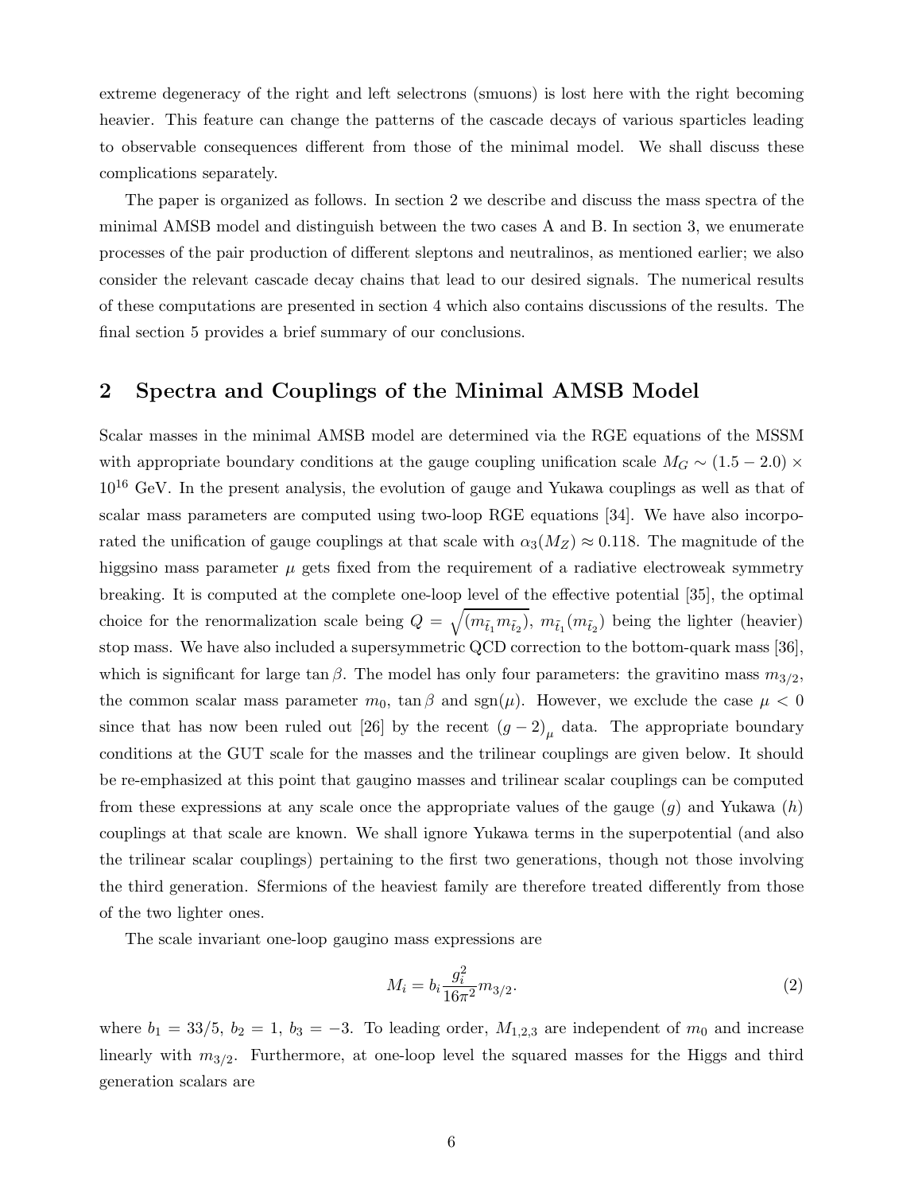extreme degeneracy of the right and left selectrons (smuons) is lost here with the right becoming heavier. This feature can change the patterns of the cascade decays of various sparticles leading to observable consequences different from those of the minimal model. We shall discuss these complications separately.

The paper is organized as follows. In section 2 we describe and discuss the mass spectra of the minimal AMSB model and distinguish between the two cases A and B. In section 3, we enumerate processes of the pair production of different sleptons and neutralinos, as mentioned earlier; we also consider the relevant cascade decay chains that lead to our desired signals. The numerical results of these computations are presented in section 4 which also contains discussions of the results. The final section 5 provides a brief summary of our conclusions.

## 2 Spectra and Couplings of the Minimal AMSB Model

Scalar masses in the minimal AMSB model are determined via the RGE equations of the MSSM with appropriate boundary conditions at the gauge coupling unification scale $M_G \sim (1.5 - 2.0) \times 10^{16}$ GeV. In the present analysis, the evolution of gauge and Yukawa couplings as well as that of scalar mass parameters are computed using two-loop RGE equations [34]. We have also incorporated the unification of gauge couplings at that scale with $\alpha_3(M_Z) \approx 0.118$. The magnitude of the higgsino mass parameter $\mu$ gets fixed from the requirement of a radiative electroweak symmetry breaking. It is computed at the complete one-loop level of the effective potential [35], the optimal choice for the renormalization scale being $Q = \sqrt{(m_{\tilde{t}_1} m_{\tilde{t}_2})}$, $m_{\tilde{t}_1} (m_{\tilde{t}_2})$ being the lighter (heavier) stop mass. We have also included a supersymmetric QCD correction to the bottom-quark mass [36], which is significant for large $\tan\beta$. The model has only four parameters: the gravitino mass $m_{3/2}$, the common scalar mass parameter $m_0$, $\tan\beta$ and $\mathrm{sgn}(\mu)$. However, we exclude the case $\mu < 0$ since that has now been ruled out [26] by the recent $(g-2)_\mu$ data. The appropriate boundary conditions at the GUT scale for the masses and the trilinear couplings are given below. It should be re-emphasized at this point that gaugino masses and trilinear scalar couplings can be computed from these expressions at any scale once the appropriate values of the gauge ($g$) and Yukawa ($h$) couplings at that scale are known. We shall ignore Yukawa terms in the superpotential (and also the trilinear scalar couplings) pertaining to the first two generations, though not those involving the third generation. Sfermions of the heaviest family are therefore treated differently from those of the two lighter ones.

The scale invariant one-loop gaugino mass expressions are

$$M_i = b_i \frac{g_i^2}{16\pi^2} m_{3/2}. \tag{2}$$

where $b_1 = 33/5$, $b_2 = 1$, $b_3 = -3$. To leading order, $M_{1,2,3}$ are independent of $m_0$ and increase linearly with $m_{3/2}$. Furthermore, at one-loop level the squared masses for the Higgs and third generation scalars are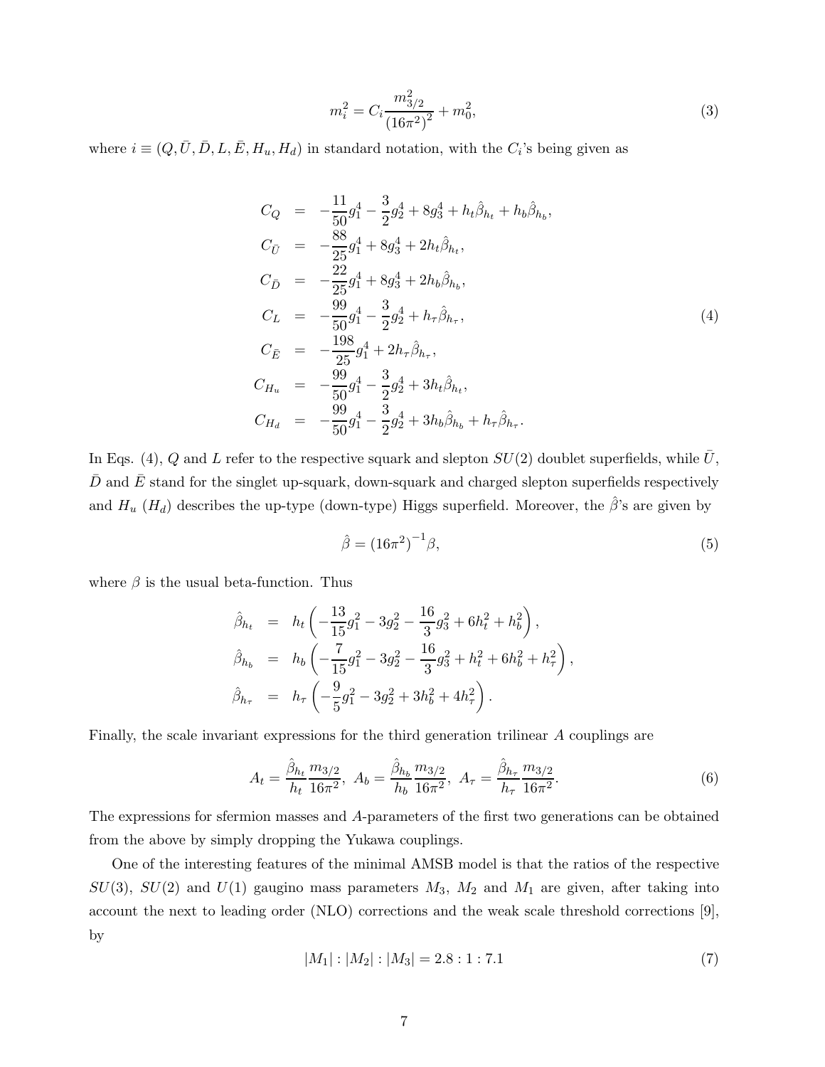$$m_i^2 = C_i \frac{m_{3/2}^2}{(16\pi^2)^2} + m_0^2, \tag{3}$$

where $i \equiv (Q, \bar{U}, \bar{D}, L, \bar{E}, H_u, H_d)$ in standard notation, with the $C_i$'s being given as

$$\begin{aligned}
C_Q &= -\frac{11}{50}g_1^4 - \frac{3}{2}g_2^4 + 8g_3^4 + h_t\hat{\beta}_{h_t} + h_b\hat{\beta}_{h_b}, \\
C_{\bar{U}} &= -\frac{88}{25}g_1^4 + 8g_3^4 + 2h_t\hat{\beta}_{h_t}, \\
C_{\bar{D}} &= -\frac{22}{25}g_1^4 + 8g_3^4 + 2h_b\hat{\beta}_{h_b}, \\
C_L &= -\frac{99}{50}g_1^4 - \frac{3}{2}g_2^4 + h_\tau\hat{\beta}_{h_\tau}, \\
C_{\bar{E}} &= -\frac{198}{25}g_1^4 + 2h_\tau\hat{\beta}_{h_\tau}, \\
C_{H_u} &= -\frac{99}{50}g_1^4 - \frac{3}{2}g_2^4 + 3h_t\hat{\beta}_{h_t}, \\
C_{H_d} &= -\frac{99}{50}g_1^4 - \frac{3}{2}g_2^4 + 3h_b\hat{\beta}_{h_b} + h_\tau\hat{\beta}_{h_\tau}.
\end{aligned} \tag{4}$$

In Eqs. (4), $Q$ and $L$ refer to the respective squark and slepton $SU(2)$ doublet superfields, while $\bar{U}$, $\bar{D}$ and $\bar{E}$ stand for the singlet up-squark, down-squark and charged slepton superfields respectively and $H_u$ ($H_d$) describes the up-type (down-type) Higgs superfield. Moreover, the $\hat{\beta}$'s are given by

$$\hat{\beta} = (16\pi^2)^{-1}\beta, \tag{5}$$

where $\beta$ is the usual beta-function. Thus

$$\begin{aligned}
\hat{\beta}_{h_t} &= h_t\left(-\frac{13}{15}g_1^2 - 3g_2^2 - \frac{16}{3}g_3^2 + 6h_t^2 + h_b^2\right), \\
\hat{\beta}_{h_b} &= h_b\left(-\frac{7}{15}g_1^2 - 3g_2^2 - \frac{16}{3}g_3^2 + h_t^2 + 6h_b^2 + h_\tau^2\right), \\
\hat{\beta}_{h_\tau} &= h_\tau\left(-\frac{9}{5}g_1^2 - 3g_2^2 + 3h_b^2 + 4h_\tau^2\right).
\end{aligned}$$

Finally, the scale invariant expressions for the third generation trilinear $A$ couplings are

$$A_t = \frac{\hat{\beta}_{h_t}}{h_t}\frac{m_{3/2}}{16\pi^2}, \; A_b = \frac{\hat{\beta}_{h_b}}{h_b}\frac{m_{3/2}}{16\pi^2}, \; A_\tau = \frac{\hat{\beta}_{h_\tau}}{h_\tau}\frac{m_{3/2}}{16\pi^2}. \tag{6}$$

The expressions for sfermion masses and $A$-parameters of the first two generations can be obtained from the above by simply dropping the Yukawa couplings.

One of the interesting features of the minimal AMSB model is that the ratios of the respective $SU(3)$, $SU(2)$ and $U(1)$ gaugino mass parameters $M_3$, $M_2$ and $M_1$ are given, after taking into account the next to leading order (NLO) corrections and the weak scale threshold corrections [9], by

$$|M_1| : |M_2| : |M_3| = 2.8 : 1 : 7.1 \tag{7}$$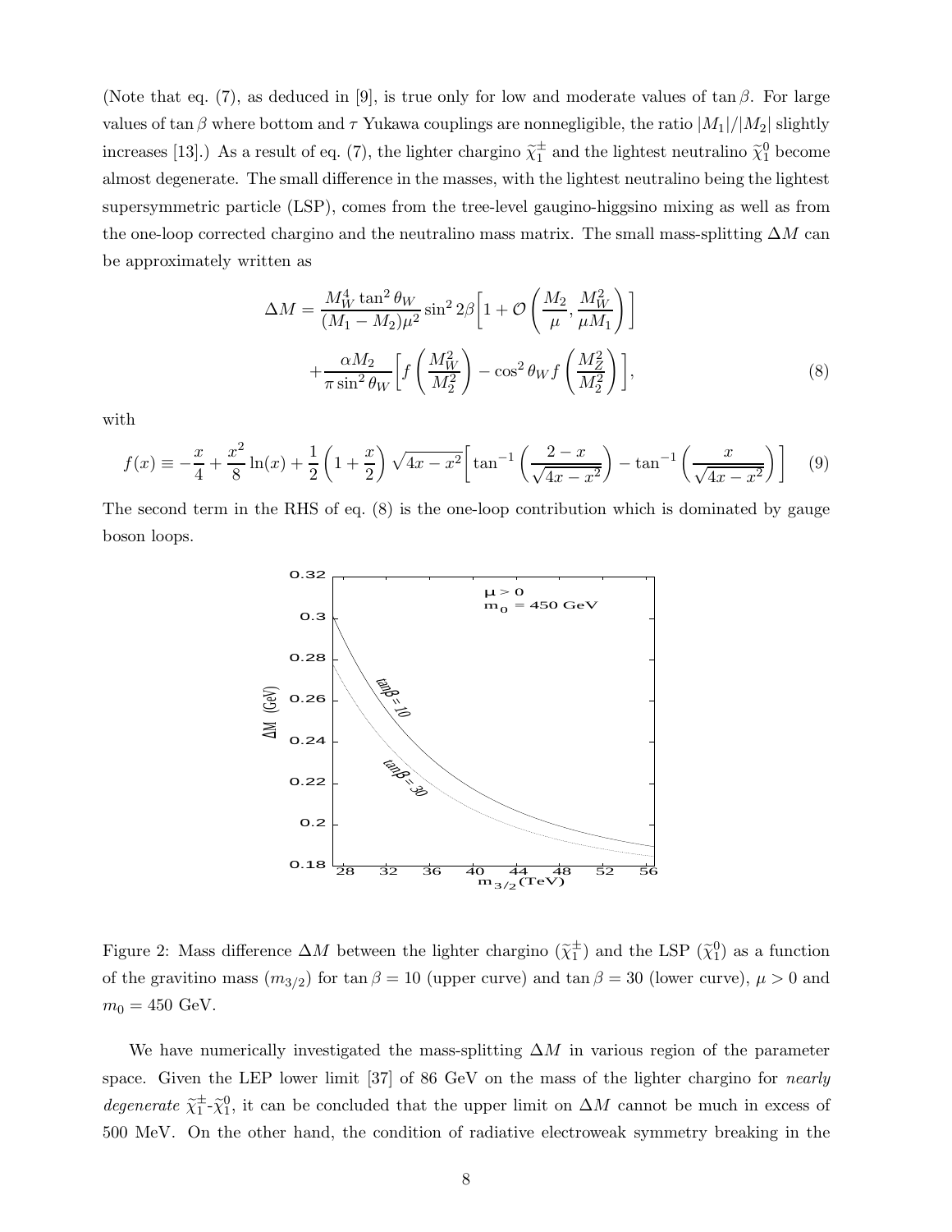(Note that eq. (7), as deduced in [9], is true only for low and moderate values of $\tan\beta$. For large values of $\tan\beta$ where bottom and $\tau$ Yukawa couplings are nonnegligible, the ratio $|M_1|/|M_2|$ slightly increases [13].) As a result of eq. (7), the lighter chargino $\widetilde{\chi}_1^{\pm}$ and the lightest neutralino $\widetilde{\chi}_1^0$ become almost degenerate. The small difference in the masses, with the lightest neutralino being the lightest supersymmetric particle (LSP), comes from the tree-level gaugino-higgsino mixing as well as from the one-loop corrected chargino and the neutralino mass matrix. The small mass-splitting $\Delta M$ can be approximately written as

$$
\begin{aligned}
\Delta M = & \frac{M_W^4 \tan^2\theta_W}{(M_1 - M_2)\mu^2} \sin^2 2\beta \left[ 1 + \mathcal{O}\left( \frac{M_2}{\mu}, \frac{M_W^2}{\mu M_1} \right) \right] \\
& + \frac{\alpha M_2}{\pi \sin^2\theta_W} \left[ f\left( \frac{M_W^2}{M_2^2} \right) - \cos^2\theta_W f\left( \frac{M_Z^2}{M_2^2} \right) \right],
\end{aligned}
\tag{8}
$$

with

$$
f(x) \equiv -\frac{x}{4} + \frac{x^2}{8}\ln(x) + \frac{1}{2}\left(1 + \frac{x}{2}\right)\sqrt{4x - x^2}\left[ \tan^{-1}\left( \frac{2-x}{\sqrt{4x-x^2}} \right) - \tan^{-1}\left( \frac{x}{\sqrt{4x-x^2}} \right) \right] \tag{9}
$$

The second term in the RHS of eq. (8) is the one-loop contribution which is dominated by gauge boson loops.

Figure 2: Mass difference $\Delta M$ between the lighter chargino ($\widetilde{\chi}_1^{\pm}$) and the LSP ($\widetilde{\chi}_1^0$) as a function of the gravitino mass ($m_{3/2}$) for $\tan\beta = 10$ (upper curve) and $\tan\beta = 30$ (lower curve), $\mu > 0$ and $m_0 = 450$ GeV.

We have numerically investigated the mass-splitting $\Delta M$ in various region of the parameter space. Given the LEP lower limit [37] of 86 GeV on the mass of the lighter chargino for *nearly degenerate* $\widetilde{\chi}_1^{\pm}$-$\widetilde{\chi}_1^0$, it can be concluded that the upper limit on $\Delta M$ cannot be much in excess of 500 MeV. On the other hand, the condition of radiative electroweak symmetry breaking in the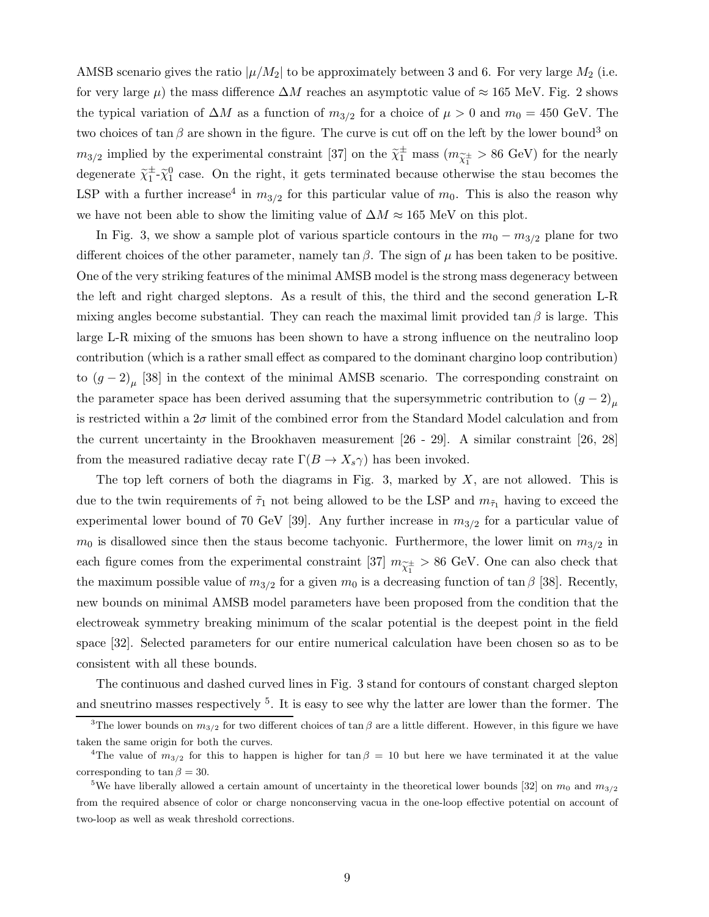AMSB scenario gives the ratio $|\mu/M_2|$ to be approximately between 3 and 6. For very large $M_2$ (i.e. for very large $\mu$) the mass difference $\Delta M$ reaches an asymptotic value of $\approx 165$ MeV. Fig. 2 shows the typical variation of $\Delta M$ as a function of $m_{3/2}$ for a choice of $\mu > 0$ and $m_0 = 450$ GeV. The two choices of $\tan\beta$ are shown in the figure. The curve is cut off on the left by the lower bound[3] on $m_{3/2}$ implied by the experimental constraint [37] on the $\widetilde{\chi}_1^{\pm}$ mass ($m_{\widetilde{\chi}_1^{\pm}} > 86$ GeV) for the nearly degenerate $\widetilde{\chi}_1^{\pm}$-$\widetilde{\chi}_1^{0}$ case. On the right, it gets terminated because otherwise the stau becomes the LSP with a further increase[4] in $m_{3/2}$ for this particular value of $m_0$. This is also the reason why we have not been able to show the limiting value of $\Delta M \approx 165$ MeV on this plot.

In Fig. 3, we show a sample plot of various sparticle contours in the $m_0 - m_{3/2}$ plane for two different choices of the other parameter, namely $\tan\beta$. The sign of $\mu$ has been taken to be positive. One of the very striking features of the minimal AMSB model is the strong mass degeneracy between the left and right charged sleptons. As a result of this, the third and the second generation L-R mixing angles become substantial. They can reach the maximal limit provided $\tan\beta$ is large. This large L-R mixing of the smuons has been shown to have a strong influence on the neutralino loop contribution (which is a rather small effect as compared to the dominant chargino loop contribution) to $(g-2)_\mu$ [38] in the context of the minimal AMSB scenario. The corresponding constraint on the parameter space has been derived assuming that the supersymmetric contribution to $(g-2)_\mu$ is restricted within a $2\sigma$ limit of the combined error from the Standard Model calculation and from the current uncertainty in the Brookhaven measurement [26 - 29]. A similar constraint [26, 28] from the measured radiative decay rate $\Gamma(B \to X_s\gamma)$ has been invoked.

The top left corners of both the diagrams in Fig. 3, marked by $X$, are not allowed. This is due to the twin requirements of $\tilde{\tau}_1$ not being allowed to be the LSP and $m_{\tilde{\tau}_1}$ having to exceed the experimental lower bound of 70 GeV [39]. Any further increase in $m_{3/2}$ for a particular value of $m_0$ is disallowed since then the staus become tachyonic. Furthermore, the lower limit on $m_{3/2}$ in each figure comes from the experimental constraint [37] $m_{\widetilde{\chi}_1^{\pm}} > 86$ GeV. One can also check that the maximum possible value of $m_{3/2}$ for a given $m_0$ is a decreasing function of $\tan\beta$ [38]. Recently, new bounds on minimal AMSB model parameters have been proposed from the condition that the electroweak symmetry breaking minimum of the scalar potential is the deepest point in the field space [32]. Selected parameters for our entire numerical calculation have been chosen so as to be consistent with all these bounds.

The continuous and dashed curved lines in Fig. 3 stand for contours of constant charged slepton and sneutrino masses respectively [5]. It is easy to see why the latter are lower than the former. The

[3]The lower bounds on $m_{3/2}$ for two different choices of $\tan\beta$ are a little different. However, in this figure we have taken the same origin for both the curves.

[4]The value of $m_{3/2}$ for this to happen is higher for $\tan\beta = 10$ but here we have terminated it at the value corresponding to $\tan\beta = 30$.

[5]We have liberally allowed a certain amount of uncertainty in the theoretical lower bounds [32] on $m_0$ and $m_{3/2}$ from the required absence of color or charge nonconserving vacua in the one-loop effective potential on account of two-loop as well as weak threshold corrections.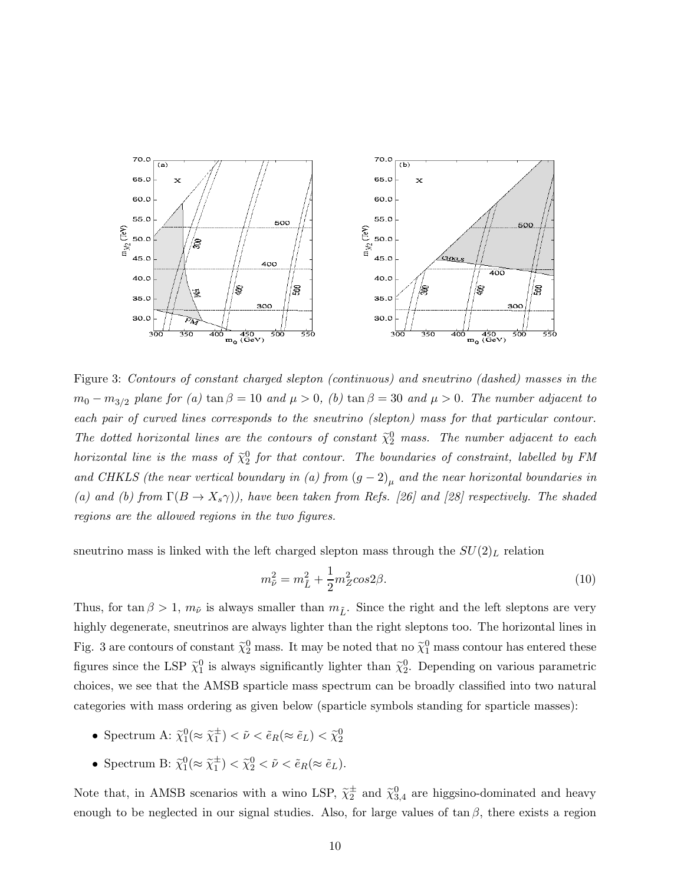Figure 3: *Contours of constant charged slepton (continuous) and sneutrino (dashed) masses in the $m_0 - m_{3/2}$ plane for (a) $\tan\beta = 10$ and $\mu > 0$, (b) $\tan\beta = 30$ and $\mu > 0$. The number adjacent to each pair of curved lines corresponds to the sneutrino (slepton) mass for that particular contour. The dotted horizontal lines are the contours of constant $\widetilde{\chi}_2^0$ mass. The number adjacent to each horizontal line is the mass of $\widetilde{\chi}_2^0$ for that contour. The boundaries of constraint, labelled by FM and CHKLS (the near vertical boundary in (a) from $(g-2)_\mu$ and the near horizontal boundaries in (a) and (b) from $\Gamma(B \to X_s\gamma)$), have been taken from Refs. [26] and [28] respectively. The shaded regions are the allowed regions in the two figures.*

sneutrino mass is linked with the left charged slepton mass through the $SU(2)_L$ relation

$$m_{\tilde{\nu}}^2 = m_{\tilde{L}}^2 + \frac{1}{2} m_Z^2 cos2\beta. \tag{10}$$

Thus, for $\tan\beta > 1$, $m_{\tilde{\nu}}$ is always smaller than $m_{\tilde{L}}$. Since the right and the left sleptons are very highly degenerate, sneutrinos are always lighter than the right sleptons too. The horizontal lines in Fig. 3 are contours of constant $\widetilde{\chi}_2^0$ mass. It may be noted that no $\widetilde{\chi}_1^0$ mass contour has entered these figures since the LSP $\widetilde{\chi}_1^0$ is always significantly lighter than $\widetilde{\chi}_2^0$. Depending on various parametric choices, we see that the AMSB sparticle mass spectrum can be broadly classified into two natural categories with mass ordering as given below (sparticle symbols standing for sparticle masses):

- Spectrum A: $\widetilde{\chi}_1^0 (\approx \widetilde{\chi}_1^\pm) < \tilde{\nu} < \tilde{e}_R (\approx \tilde{e}_L) < \widetilde{\chi}_2^0$
- Spectrum B: $\widetilde{\chi}_1^0 (\approx \widetilde{\chi}_1^\pm) < \widetilde{\chi}_2^0 < \tilde{\nu} < \tilde{e}_R (\approx \tilde{e}_L)$.

Note that, in AMSB scenarios with a wino LSP, $\widetilde{\chi}_2^\pm$ and $\widetilde{\chi}_{3,4}^0$ are higgsino-dominated and heavy enough to be neglected in our signal studies. Also, for large values of $\tan\beta$, there exists a region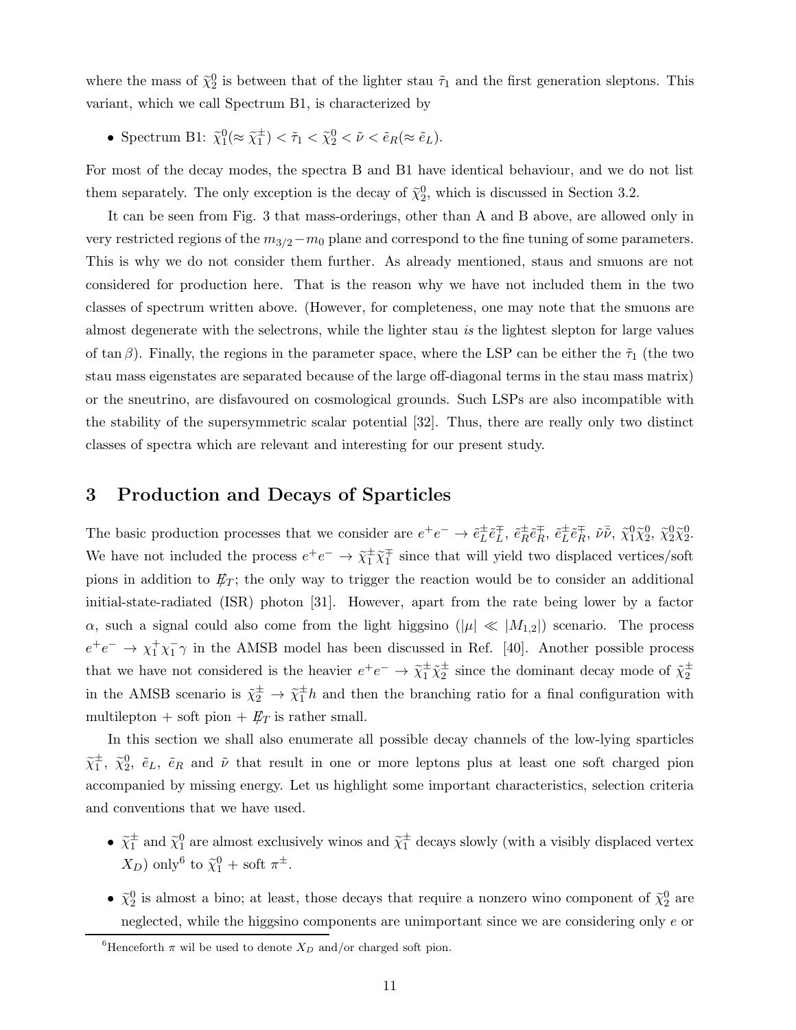where the mass of $\widetilde{\chi}_2^0$ is between that of the lighter stau $\tilde{\tau}_1$ and the first generation sleptons. This variant, which we call Spectrum B1, is characterized by

- Spectrum B1: $\widetilde{\chi}_1^0(\approx \widetilde{\chi}_1^\pm) < \tilde{\tau}_1 < \widetilde{\chi}_2^0 < \tilde{\nu} < \tilde{e}_R(\approx \tilde{e}_L)$.

For most of the decay modes, the spectra B and B1 have identical behaviour, and we do not list them separately. The only exception is the decay of $\widetilde{\chi}_2^0$, which is discussed in Section 3.2.

It can be seen from Fig. 3 that mass-orderings, other than A and B above, are allowed only in very restricted regions of the $m_{3/2} - m_0$ plane and correspond to the fine tuning of some parameters. This is why we do not consider them further. As already mentioned, staus and smuons are not considered for production here. That is the reason why we have not included them in the two classes of spectrum written above. (However, for completeness, one may note that the smuons are almost degenerate with the selectrons, while the lighter stau *is* the lightest slepton for large values of $\tan\beta$). Finally, the regions in the parameter space, where the LSP can be either the $\tilde{\tau}_1$ (the two stau mass eigenstates are separated because of the large off-diagonal terms in the stau mass matrix) or the sneutrino, are disfavoured on cosmological grounds. Such LSPs are also incompatible with the stability of the supersymmetric scalar potential [32]. Thus, there are really only two distinct classes of spectra which are relevant and interesting for our present study.

## 3 Production and Decays of Sparticles

The basic production processes that we consider are $e^+e^- \to \tilde{e}_L^\pm \tilde{e}_L^\mp,\ \tilde{e}_R^\pm \tilde{e}_R^\mp,\ \tilde{e}_L^\pm \tilde{e}_R^\mp,\ \tilde{\nu}\bar{\tilde{\nu}},\ \widetilde{\chi}_1^0 \widetilde{\chi}_2^0,\ \widetilde{\chi}_2^0 \widetilde{\chi}_2^0$. We have not included the process $e^+e^- \to \widetilde{\chi}_1^\pm \widetilde{\chi}_1^\mp$ since that will yield two displaced vertices/soft pions in addition to $\not{E}_T$; the only way to trigger the reaction would be to consider an additional initial-state-radiated (ISR) photon [31]. However, apart from the rate being lower by a factor $\alpha$, such a signal could also come from the light higgsino ($|\mu| \ll |M_{1,2}|$) scenario. The process $e^+e^- \to \chi_1^+ \chi_1^- \gamma$ in the AMSB model has been discussed in Ref. [40]. Another possible process that we have not considered is the heavier $e^+e^- \to \widetilde{\chi}_1^\pm \widetilde{\chi}_2^\pm$ since the dominant decay mode of $\widetilde{\chi}_2^\pm$ in the AMSB scenario is $\widetilde{\chi}_2^\pm \to \widetilde{\chi}_1^\pm h$ and then the branching ratio for a final configuration with multilepton + soft pion + $\not{E}_T$ is rather small.

In this section we shall also enumerate all possible decay channels of the low-lying sparticles $\widetilde{\chi}_1^\pm,\ \widetilde{\chi}_2^0,\ \tilde{e}_L,\ \tilde{e}_R$ and $\tilde{\nu}$ that result in one or more leptons plus at least one soft charged pion accompanied by missing energy. Let us highlight some important characteristics, selection criteria and conventions that we have used.

- $\widetilde{\chi}_1^\pm$ and $\widetilde{\chi}_1^0$ are almost exclusively winos and $\widetilde{\chi}_1^\pm$ decays slowly (with a visibly displaced vertex $X_D$) only[6] to $\widetilde{\chi}_1^0$ + soft $\pi^\pm$.
- $\widetilde{\chi}_2^0$ is almost a bino; at least, those decays that require a nonzero wino component of $\widetilde{\chi}_2^0$ are neglected, while the higgsino components are unimportant since we are considering only $e$ or

[6]Henceforth $\pi$ wil be used to denote $X_D$ and/or charged soft pion.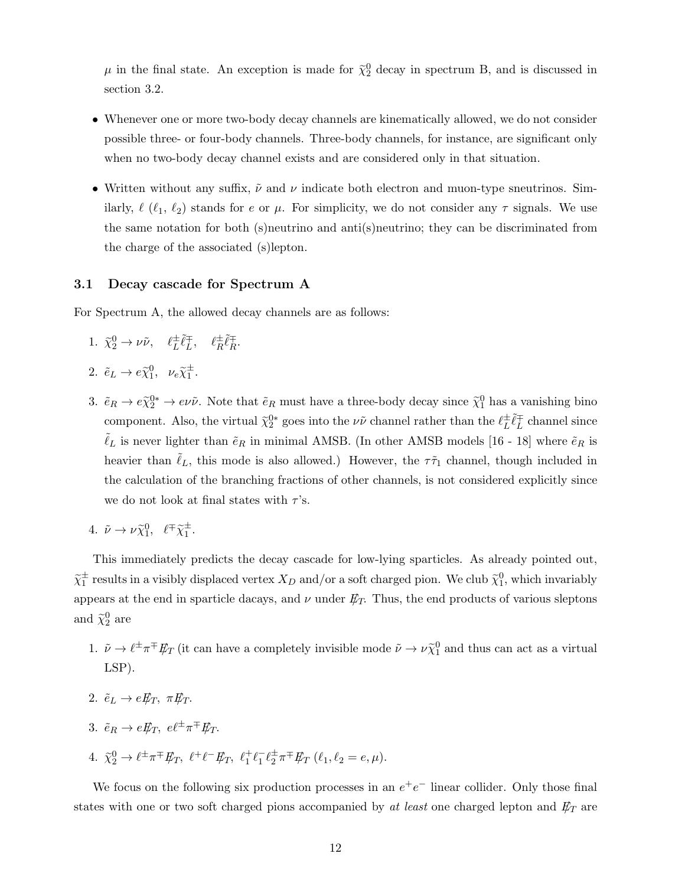$\mu$ in the final state. An exception is made for $\widetilde{\chi}_2^0$ decay in spectrum B, and is discussed in section 3.2.

- Whenever one or more two-body decay channels are kinematically allowed, we do not consider possible three- or four-body channels. Three-body channels, for instance, are significant only when no two-body decay channel exists and are considered only in that situation.

- Written without any suffix, $\tilde{\nu}$ and $\nu$ indicate both electron and muon-type sneutrinos. Similarly, $\ell$ ($\ell_1$, $\ell_2$) stands for $e$ or $\mu$. For simplicity, we do not consider any $\tau$ signals. We use the same notation for both (s)neutrino and anti(s)neutrino; they can be discriminated from the charge of the associated (s)lepton.

### 3.1 Decay cascade for Spectrum A

For Spectrum A, the allowed decay channels are as follows:

1. $\widetilde{\chi}_2^0 \to \nu\tilde{\nu}, \quad \ell_L^{\pm}\tilde{\ell}_L^{\mp}, \quad \ell_R^{\pm}\tilde{\ell}_R^{\mp}$.

2. $\tilde{e}_L \to e\widetilde{\chi}_1^0, \ \ \nu_e\widetilde{\chi}_1^{\pm}$.

3. $\tilde{e}_R \to e\widetilde{\chi}_2^{0*} \to e\nu\tilde{\nu}$. Note that $\tilde{e}_R$ must have a three-body decay since $\widetilde{\chi}_1^0$ has a vanishing bino component. Also, the virtual $\widetilde{\chi}_2^{0*}$ goes into the $\nu\tilde{\nu}$ channel rather than the $\ell_L^{\pm}\tilde{\ell}_L^{\mp}$ channel since $\tilde{\ell}_L$ is never lighter than $\tilde{e}_R$ in minimal AMSB. (In other AMSB models [16 - 18] where $\tilde{e}_R$ is heavier than $\tilde{\ell}_L$, this mode is also allowed.) However, the $\tau\tilde{\tau}_1$ channel, though included in the calculation of the branching fractions of other channels, is not considered explicitly since we do not look at final states with $\tau$'s.

4. $\tilde{\nu} \to \nu\widetilde{\chi}_1^0, \ \ \ell^{\mp}\widetilde{\chi}_1^{\pm}$.

This immediately predicts the decay cascade for low-lying sparticles. As already pointed out, $\widetilde{\chi}_1^{\pm}$ results in a visibly displaced vertex $X_D$ and/or a soft charged pion. We club $\widetilde{\chi}_1^0$, which invariably appears at the end in sparticle dacays, and $\nu$ under $\not{E}_T$. Thus, the end products of various sleptons and $\widetilde{\chi}_2^0$ are

1. $\tilde{\nu} \to \ell^{\pm}\pi^{\mp}\not{E}_T$ (it can have a completely invisible mode $\tilde{\nu} \to \nu\widetilde{\chi}_1^0$ and thus can act as a virtual LSP).

2. $\tilde{e}_L \to e\not{E}_T, \ \pi\not{E}_T$.

3. $\tilde{e}_R \to e\not{E}_T, \ e\ell^{\pm}\pi^{\mp}\not{E}_T$.

4. $\widetilde{\chi}_2^0 \to \ell^{\pm}\pi^{\mp}\not{E}_T, \ \ell^+\ell^-\not{E}_T, \ \ell_1^+\ell_1^-\ell_2^{\pm}\pi^{\mp}\not{E}_T$ ($\ell_1, \ell_2 = e, \mu$).

We focus on the following six production processes in an $e^+e^-$ linear collider. Only those final states with one or two soft charged pions accompanied by *at least* one charged lepton and $\not{E}_T$ are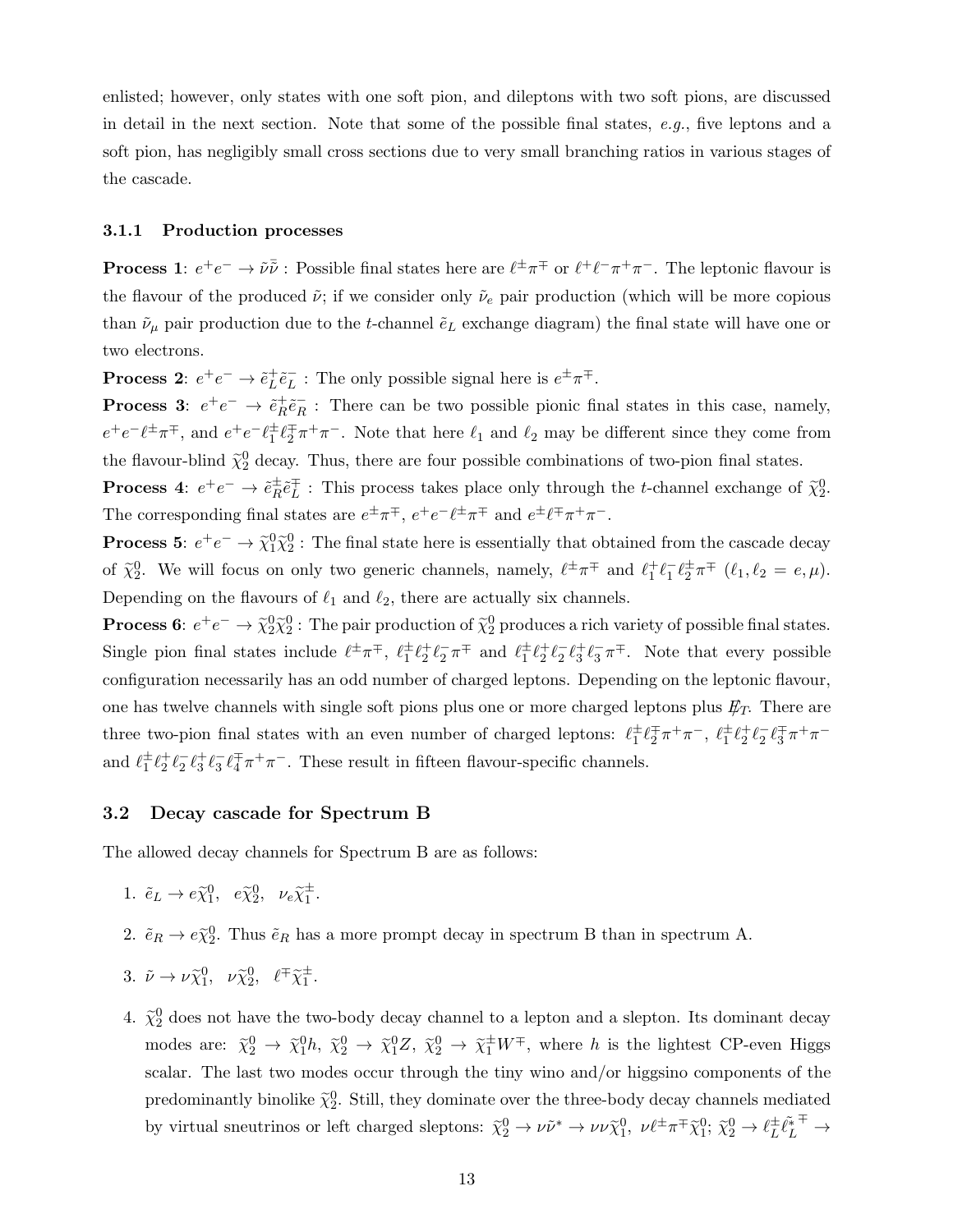enlisted; however, only states with one soft pion, and dileptons with two soft pions, are discussed in detail in the next section. Note that some of the possible final states, *e.g.*, five leptons and a soft pion, has negligibly small cross sections due to very small branching ratios in various stages of the cascade.

#### 3.1.1 Production processes

**Process 1**: $e^+e^- \to \tilde{\nu}\bar{\tilde{\nu}}$ : Possible final states here are $\ell^\pm\pi^\mp$ or $\ell^+\ell^-\pi^+\pi^-$. The leptonic flavour is the flavour of the produced $\tilde{\nu}$; if we consider only $\tilde{\nu}_e$ pair production (which will be more copious than $\tilde{\nu}_\mu$ pair production due to the $t$-channel $\tilde{e}_L$ exchange diagram) the final state will have one or two electrons.

**Process 2**: $e^+e^- \to \tilde{e}_L^+\tilde{e}_L^-$ : The only possible signal here is $e^\pm\pi^\mp$.

**Process 3**: $e^+e^- \to \tilde{e}_R^+\tilde{e}_R^-$ : There can be two possible pionic final states in this case, namely, $e^+e^-\ell^\pm\pi^\mp$, and $e^+e^-\ell_1^\pm\ell_2^\mp\pi^+\pi^-$. Note that here $\ell_1$ and $\ell_2$ may be different since they come from the flavour-blind $\widetilde{\chi}_2^0$ decay. Thus, there are four possible combinations of two-pion final states.

**Process 4**: $e^+e^- \to \tilde{e}_R^\pm\tilde{e}_L^\mp$ : This process takes place only through the $t$-channel exchange of $\widetilde{\chi}_2^0$. The corresponding final states are $e^\pm\pi^\mp$, $e^+e^-\ell^\pm\pi^\mp$ and $e^\pm\ell^\mp\pi^+\pi^-$.

**Process 5**: $e^+e^- \to \widetilde{\chi}_1^0\widetilde{\chi}_2^0$ : The final state here is essentially that obtained from the cascade decay of $\widetilde{\chi}_2^0$. We will focus on only two generic channels, namely, $\ell^\pm\pi^\mp$ and $\ell_1^+\ell_1^-\ell_2^\pm\pi^\mp$ ($\ell_1, \ell_2 = e, \mu$). Depending on the flavours of $\ell_1$ and $\ell_2$, there are actually six channels.

**Process 6**: $e^+e^- \to \widetilde{\chi}_2^0\widetilde{\chi}_2^0$ : The pair production of $\widetilde{\chi}_2^0$ produces a rich variety of possible final states. Single pion final states include $\ell^\pm\pi^\mp$, $\ell_1^\pm\ell_2^+\ell_2^-\pi^\mp$ and $\ell_1^\pm\ell_2^+\ell_2^-\ell_3^+\ell_3^-\pi^\mp$. Note that every possible configuration necessarily has an odd number of charged leptons. Depending on the leptonic flavour, one has twelve channels with single soft pions plus one or more charged leptons plus $\not{E}_T$. There are three two-pion final states with an even number of charged leptons: $\ell_1^\pm\ell_2^\mp\pi^+\pi^-$, $\ell_1^\pm\ell_2^+\ell_2^-\ell_3^\mp\pi^+\pi^-$ and $\ell_1^\pm\ell_2^+\ell_2^-\ell_3^+\ell_3^-\ell_4^\mp\pi^+\pi^-$. These result in fifteen flavour-specific channels.

### 3.2 Decay cascade for Spectrum B

The allowed decay channels for Spectrum B are as follows:

1. $\tilde{e}_L \to e\widetilde{\chi}_1^0, \; e\widetilde{\chi}_2^0, \; \nu_e\widetilde{\chi}_1^\pm$.

2. $\tilde{e}_R \to e\widetilde{\chi}_2^0$. Thus $\tilde{e}_R$ has a more prompt decay in spectrum B than in spectrum A.

3. $\tilde{\nu} \to \nu\widetilde{\chi}_1^0, \; \nu\widetilde{\chi}_2^0, \; \ell^\mp\widetilde{\chi}_1^\pm$.

4. $\widetilde{\chi}_2^0$ does not have the two-body decay channel to a lepton and a slepton. Its dominant decay modes are: $\widetilde{\chi}_2^0 \to \widetilde{\chi}_1^0 h$, $\widetilde{\chi}_2^0 \to \widetilde{\chi}_1^0 Z$, $\widetilde{\chi}_2^0 \to \widetilde{\chi}_1^\pm W^\mp$, where $h$ is the lightest CP-even Higgs scalar. The last two modes occur through the tiny wino and/or higgsino components of the predominantly binolike $\widetilde{\chi}_2^0$. Still, they dominate over the three-body decay channels mediated by virtual sneutrinos or left charged sleptons: $\widetilde{\chi}_2^0 \to \nu\tilde{\nu}^* \to \nu\nu\widetilde{\chi}_1^0, \; \nu\ell^\pm\pi^\mp\widetilde{\chi}_1^0$; $\widetilde{\chi}_2^0 \to \ell_L^\pm\tilde{\ell}_L^{*\,\mp} \to$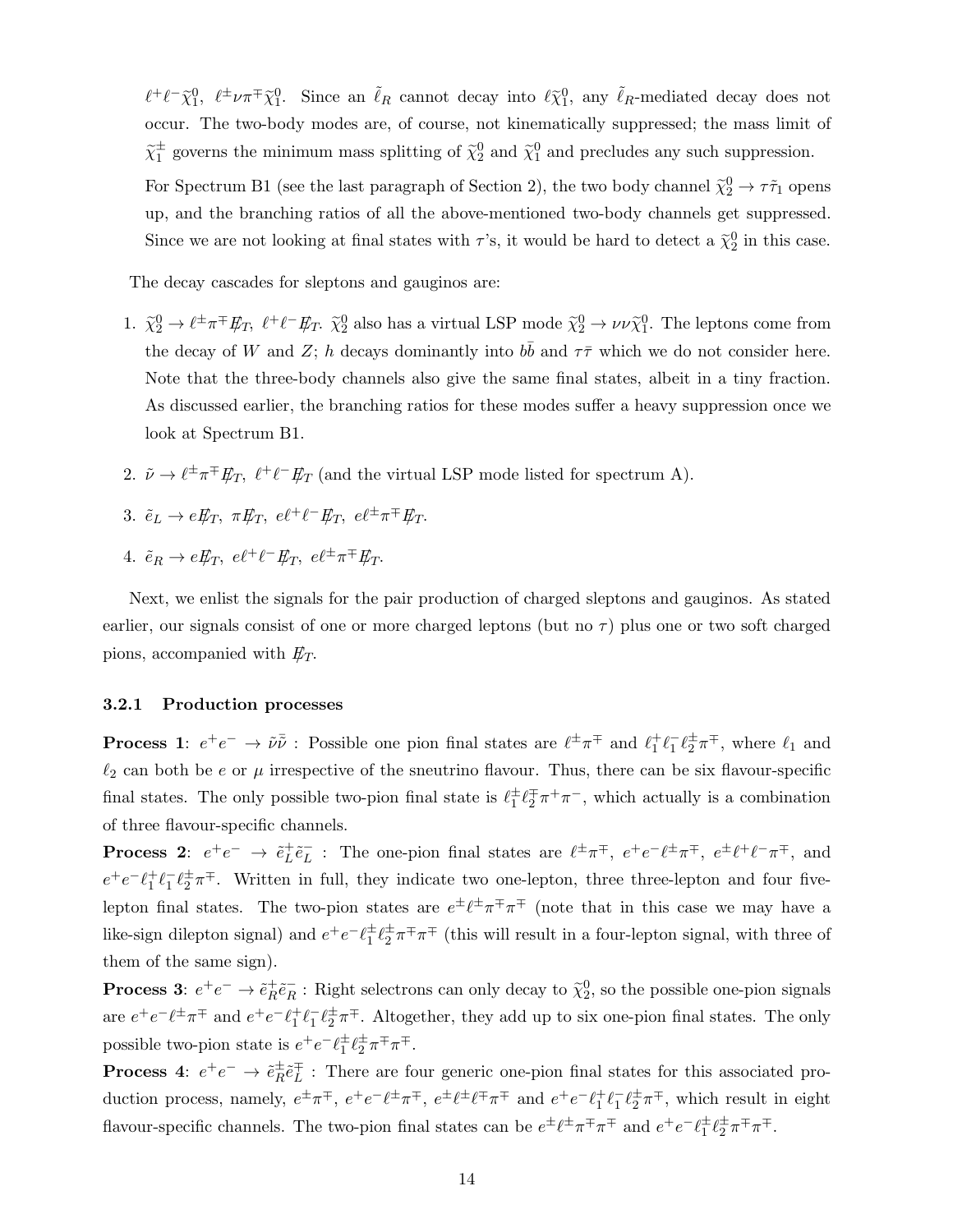$\ell^+\ell^-\widetilde{\chi}_1^0$, $\ell^\pm\nu\pi^\mp\widetilde{\chi}_1^0$. Since an $\tilde{\ell}_R$ cannot decay into $\ell\widetilde{\chi}_1^0$, any $\tilde{\ell}_R$-mediated decay does not occur. The two-body modes are, of course, not kinematically suppressed; the mass limit of $\widetilde{\chi}_1^\pm$ governs the minimum mass splitting of $\widetilde{\chi}_2^0$ and $\widetilde{\chi}_1^0$ and precludes any such suppression.

For Spectrum B1 (see the last paragraph of Section 2), the two body channel $\widetilde{\chi}_2^0 \to \tau\tilde{\tau}_1$ opens up, and the branching ratios of all the above-mentioned two-body channels get suppressed. Since we are not looking at final states with $\tau$'s, it would be hard to detect a $\widetilde{\chi}_2^0$ in this case.

The decay cascades for sleptons and gauginos are:

1. $\widetilde{\chi}_2^0 \to \ell^\pm\pi^\mp \not{E}_T$, $\ell^+\ell^- \not{E}_T$. $\widetilde{\chi}_2^0$ also has a virtual LSP mode $\widetilde{\chi}_2^0 \to \nu\nu\widetilde{\chi}_1^0$. The leptons come from the decay of $W$ and $Z$; $h$ decays dominantly into $b\bar{b}$ and $\tau\bar{\tau}$ which we do not consider here. Note that the three-body channels also give the same final states, albeit in a tiny fraction. As discussed earlier, the branching ratios for these modes suffer a heavy suppression once we look at Spectrum B1.

2. $\tilde{\nu} \to \ell^\pm\pi^\mp \not{E}_T$, $\ell^+\ell^- \not{E}_T$ (and the virtual LSP mode listed for spectrum A).

3. $\tilde{e}_L \to e\not{E}_T$, $\pi\not{E}_T$, $e\ell^+\ell^-\not{E}_T$, $e\ell^\pm\pi^\mp\not{E}_T$.

4. $\tilde{e}_R \to e\not{E}_T$, $e\ell^+\ell^-\not{E}_T$, $e\ell^\pm\pi^\mp\not{E}_T$.

Next, we enlist the signals for the pair production of charged sleptons and gauginos. As stated earlier, our signals consist of one or more charged leptons (but no $\tau$) plus one or two soft charged pions, accompanied with $\not{E}_T$.

### 3.2.1 Production processes

**Process 1**: $e^+e^- \to \tilde{\nu}\bar{\tilde{\nu}}$ : Possible one pion final states are $\ell^\pm\pi^\mp$ and $\ell_1^+\ell_1^-\ell_2^\pm\pi^\mp$, where $\ell_1$ and $\ell_2$ can both be $e$ or $\mu$ irrespective of the sneutrino flavour. Thus, there can be six flavour-specific final states. The only possible two-pion final state is $\ell_1^\pm\ell_2^\mp\pi^+\pi^-$, which actually is a combination of three flavour-specific channels.

**Process 2**: $e^+e^- \to \tilde{e}_L^+\tilde{e}_L^-$ : The one-pion final states are $\ell^\pm\pi^\mp$, $e^+e^-\ell^\pm\pi^\mp$, $e^\pm\ell^+\ell^-\pi^\mp$, and $e^+e^-\ell_1^+\ell_1^-\ell_2^\pm\pi^\mp$. Written in full, they indicate two one-lepton, three three-lepton and four five-lepton final states. The two-pion states are $e^\pm\ell^\pm\pi^\mp\pi^\mp$ (note that in this case we may have a like-sign dilepton signal) and $e^+e^-\ell_1^\pm\ell_2^\pm\pi^\mp\pi^\mp$ (this will result in a four-lepton signal, with three of them of the same sign).

**Process 3**: $e^+e^- \to \tilde{e}_R^+\tilde{e}_R^-$ : Right selectrons can only decay to $\widetilde{\chi}_2^0$, so the possible one-pion signals are $e^+e^-\ell^\pm\pi^\mp$ and $e^+e^-\ell_1^+\ell_1^-\ell_2^\pm\pi^\mp$. Altogether, they add up to six one-pion final states. The only possible two-pion state is $e^+e^-\ell_1^\pm\ell_2^\pm\pi^\mp\pi^\mp$.

**Process 4**: $e^+e^- \to \tilde{e}_R^\pm\tilde{e}_L^\mp$ : There are four generic one-pion final states for this associated production process, namely, $e^\pm\pi^\mp$, $e^+e^-\ell^\pm\pi^\mp$, $e^\pm\ell^\pm\ell^\mp\pi^\mp$ and $e^+e^-\ell_1^+\ell_1^-\ell_2^\pm\pi^\mp$, which result in eight flavour-specific channels. The two-pion final states can be $e^\pm\ell^\pm\pi^\mp\pi^\mp$ and $e^+e^-\ell_1^\pm\ell_2^\pm\pi^\mp\pi^\mp$.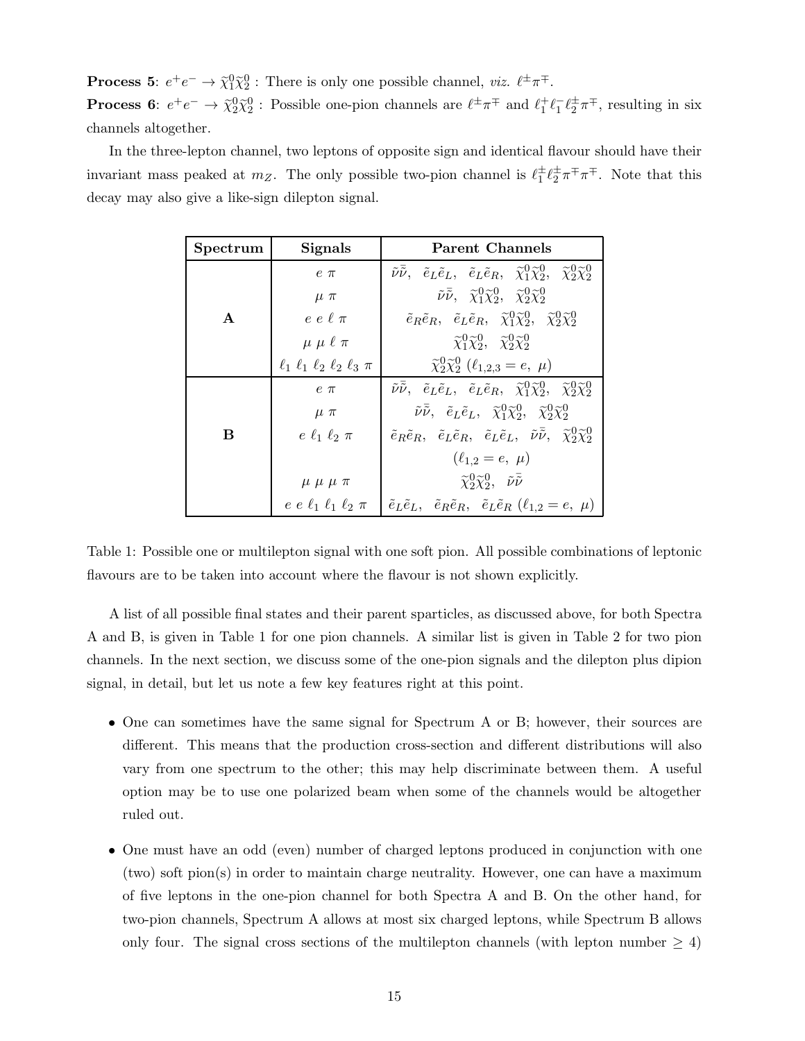**Process 5**: $e^+e^- \to \widetilde{\chi}_1^0 \widetilde{\chi}_2^0$ : There is only one possible channel, *viz.* $\ell^\pm \pi^\mp$.

**Process 6**: $e^+e^- \to \widetilde{\chi}_2^0 \widetilde{\chi}_2^0$ : Possible one-pion channels are $\ell^\pm \pi^\mp$ and $\ell_1^+ \ell_1^- \ell_2^\pm \pi^\mp$, resulting in six channels altogether.

In the three-lepton channel, two leptons of opposite sign and identical flavour should have their invariant mass peaked at $m_Z$. The only possible two-pion channel is $\ell_1^\pm \ell_2^\pm \pi^\mp \pi^\mp$. Note that this decay may also give a like-sign dilepton signal.

| Spectrum | Signals | Parent Channels |
|---|---|---|
| **A** | $e\ \pi$ | $\tilde{\nu}\bar{\tilde{\nu}}$, $\tilde{e}_L\tilde{e}_L$, $\tilde{e}_L\tilde{e}_R$, $\widetilde{\chi}_1^0\widetilde{\chi}_2^0$, $\widetilde{\chi}_2^0\widetilde{\chi}_2^0$ |
| | $\mu\ \pi$ | $\tilde{\nu}\bar{\tilde{\nu}}$, $\widetilde{\chi}_1^0\widetilde{\chi}_2^0$, $\widetilde{\chi}_2^0\widetilde{\chi}_2^0$ |
| | $e\ e\ \ell\ \pi$ | $\tilde{e}_R\tilde{e}_R$, $\tilde{e}_L\tilde{e}_R$, $\widetilde{\chi}_1^0\widetilde{\chi}_2^0$, $\widetilde{\chi}_2^0\widetilde{\chi}_2^0$ |
| | $\mu\ \mu\ \ell\ \pi$ | $\widetilde{\chi}_1^0\widetilde{\chi}_2^0$, $\widetilde{\chi}_2^0\widetilde{\chi}_2^0$ |
| | $\ell_1\ \ell_1\ \ell_2\ \ell_2\ \ell_3\ \pi$ | $\widetilde{\chi}_2^0\widetilde{\chi}_2^0$ ($\ell_{1,2,3} = e,\ \mu$) |
| **B** | $e\ \pi$ | $\tilde{\nu}\bar{\tilde{\nu}}$, $\tilde{e}_L\tilde{e}_L$, $\tilde{e}_L\tilde{e}_R$, $\widetilde{\chi}_1^0\widetilde{\chi}_2^0$, $\widetilde{\chi}_2^0\widetilde{\chi}_2^0$ |
| | $\mu\ \pi$ | $\tilde{\nu}\bar{\tilde{\nu}}$, $\tilde{e}_L\tilde{e}_L$, $\widetilde{\chi}_1^0\widetilde{\chi}_2^0$, $\widetilde{\chi}_2^0\widetilde{\chi}_2^0$ |
| | $e\ \ell_1\ \ell_2\ \pi$ | $\tilde{e}_R\tilde{e}_R$, $\tilde{e}_L\tilde{e}_R$, $\tilde{e}_L\tilde{e}_L$, $\tilde{\nu}\bar{\tilde{\nu}}$, $\widetilde{\chi}_2^0\widetilde{\chi}_2^0$ |
| | | ($\ell_{1,2} = e,\ \mu$) |
| | $\mu\ \mu\ \mu\ \pi$ | $\widetilde{\chi}_2^0\widetilde{\chi}_2^0$, $\tilde{\nu}\bar{\tilde{\nu}}$ |
| | $e\ e\ \ell_1\ \ell_1\ \ell_2\ \pi$ | $\tilde{e}_L\tilde{e}_L$, $\tilde{e}_R\tilde{e}_R$, $\tilde{e}_L\tilde{e}_R$ ($\ell_{1,2} = e,\ \mu$) |

Table 1: Possible one or multilepton signal with one soft pion. All possible combinations of leptonic flavours are to be taken into account where the flavour is not shown explicitly.

A list of all possible final states and their parent sparticles, as discussed above, for both Spectra A and B, is given in Table 1 for one pion channels. A similar list is given in Table 2 for two pion channels. In the next section, we discuss some of the one-pion signals and the dilepton plus dipion signal, in detail, but let us note a few key features right at this point.

- One can sometimes have the same signal for Spectrum A or B; however, their sources are different. This means that the production cross-section and different distributions will also vary from one spectrum to the other; this may help discriminate between them. A useful option may be to use one polarized beam when some of the channels would be altogether ruled out.

- One must have an odd (even) number of charged leptons produced in conjunction with one (two) soft pion(s) in order to maintain charge neutrality. However, one can have a maximum of five leptons in the one-pion channel for both Spectra A and B. On the other hand, for two-pion channels, Spectrum A allows at most six charged leptons, while Spectrum B allows only four. The signal cross sections of the multilepton channels (with lepton number $\geq 4$)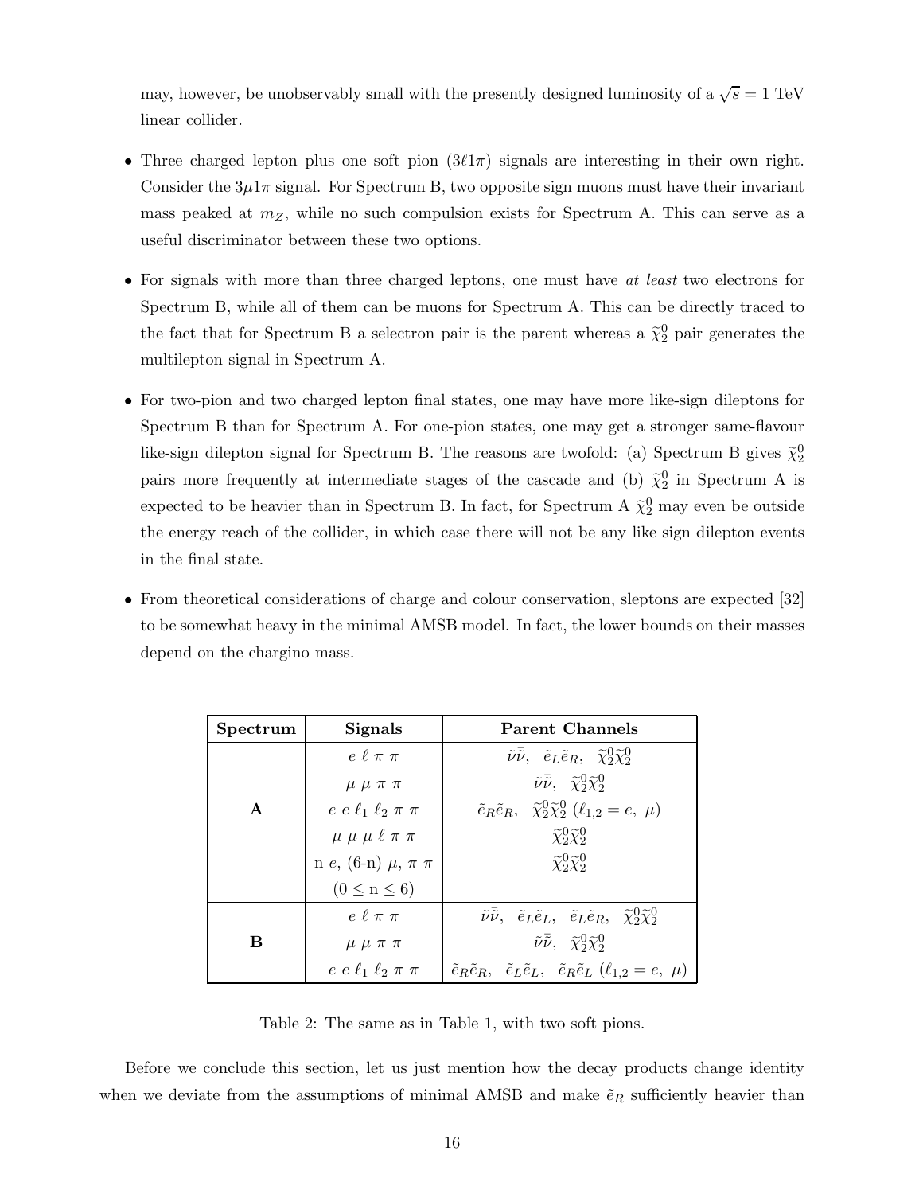may, however, be unobservably small with the presently designed luminosity of a $\sqrt{s} = 1$ TeV linear collider.

- Three charged lepton plus one soft pion ($3\ell 1\pi$) signals are interesting in their own right. Consider the $3\mu 1\pi$ signal. For Spectrum B, two opposite sign muons must have their invariant mass peaked at $m_Z$, while no such compulsion exists for Spectrum A. This can serve as a useful discriminator between these two options.

- For signals with more than three charged leptons, one must have *at least* two electrons for Spectrum B, while all of them can be muons for Spectrum A. This can be directly traced to the fact that for Spectrum B a selectron pair is the parent whereas a $\widetilde{\chi}_2^0$ pair generates the multilepton signal in Spectrum A.

- For two-pion and two charged lepton final states, one may have more like-sign dileptons for Spectrum B than for Spectrum A. For one-pion states, one may get a stronger same-flavour like-sign dilepton signal for Spectrum B. The reasons are twofold: (a) Spectrum B gives $\widetilde{\chi}_2^0$ pairs more frequently at intermediate stages of the cascade and (b) $\widetilde{\chi}_2^0$ in Spectrum A is expected to be heavier than in Spectrum B. In fact, for Spectrum A $\widetilde{\chi}_2^0$ may even be outside the energy reach of the collider, in which case there will not be any like sign dilepton events in the final state.

- From theoretical considerations of charge and colour conservation, sleptons are expected [32] to be somewhat heavy in the minimal AMSB model. In fact, the lower bounds on their masses depend on the chargino mass.

| Spectrum | Signals | Parent Channels |
|---|---|---|
| **A** | $e\ \ell\ \pi\ \pi$ | $\tilde{\nu}\bar{\tilde{\nu}}$, $\tilde{e}_L\tilde{e}_R$, $\widetilde{\chi}_2^0\widetilde{\chi}_2^0$ |
| | $\mu\ \mu\ \pi\ \pi$ | $\tilde{\nu}\bar{\tilde{\nu}}$, $\widetilde{\chi}_2^0\widetilde{\chi}_2^0$ |
| | $e\ e\ \ell_1\ \ell_2\ \pi\ \pi$ | $\tilde{e}_R\tilde{e}_R$, $\widetilde{\chi}_2^0\widetilde{\chi}_2^0$ ($\ell_{1,2} = e,\ \mu$) |
| | $\mu\ \mu\ \mu\ \ell\ \pi\ \pi$ | $\widetilde{\chi}_2^0\widetilde{\chi}_2^0$ |
| | n $e$, (6-n) $\mu$, $\pi\ \pi$ ($0 \leq$ n $\leq 6$) | $\widetilde{\chi}_2^0\widetilde{\chi}_2^0$ |
| **B** | $e\ \ell\ \pi\ \pi$ | $\tilde{\nu}\bar{\tilde{\nu}}$, $\tilde{e}_L\tilde{e}_L$, $\tilde{e}_L\tilde{e}_R$, $\widetilde{\chi}_2^0\widetilde{\chi}_2^0$ |
| | $\mu\ \mu\ \pi\ \pi$ | $\tilde{\nu}\bar{\tilde{\nu}}$, $\widetilde{\chi}_2^0\widetilde{\chi}_2^0$ |
| | $e\ e\ \ell_1\ \ell_2\ \pi\ \pi$ | $\tilde{e}_R\tilde{e}_R$, $\tilde{e}_L\tilde{e}_L$, $\tilde{e}_R\tilde{e}_L$ ($\ell_{1,2} = e,\ \mu$) |

Table 2: The same as in Table 1, with two soft pions.

Before we conclude this section, let us just mention how the decay products change identity when we deviate from the assumptions of minimal AMSB and make $\tilde{e}_R$ sufficiently heavier than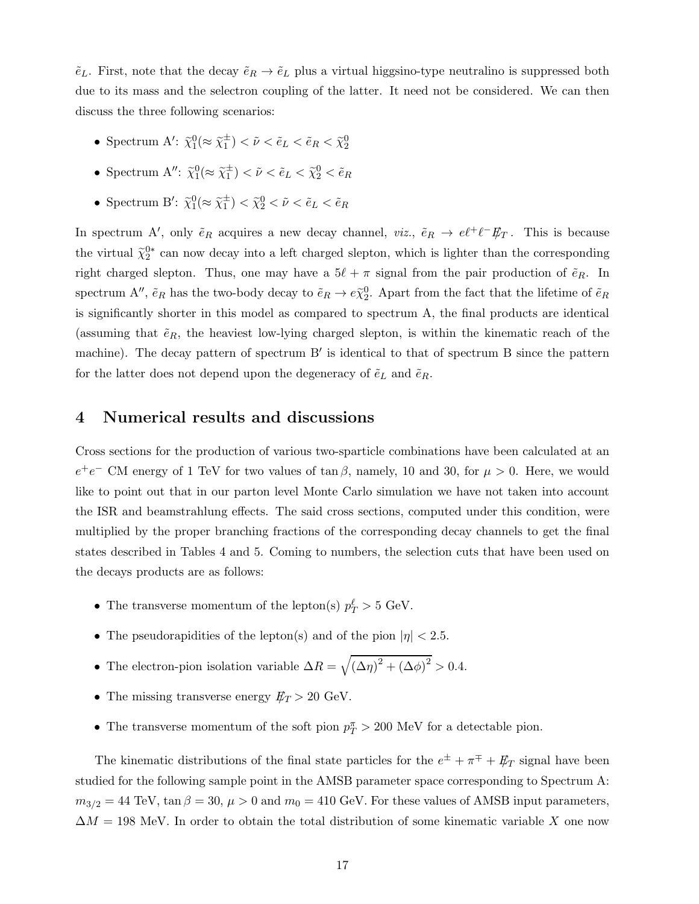$\tilde{e}_L$. First, note that the decay $\tilde{e}_R \to \tilde{e}_L$ plus a virtual higgsino-type neutralino is suppressed both due to its mass and the selectron coupling of the latter. It need not be considered. We can then discuss the three following scenarios:

- Spectrum A′: $\tilde{\chi}_1^0 (\approx \tilde{\chi}_1^\pm) < \tilde{\nu} < \tilde{e}_L < \tilde{e}_R < \tilde{\chi}_2^0$
- Spectrum A″: $\tilde{\chi}_1^0 (\approx \tilde{\chi}_1^\pm) < \tilde{\nu} < \tilde{e}_L < \tilde{\chi}_2^0 < \tilde{e}_R$
- Spectrum B′: $\tilde{\chi}_1^0 (\approx \tilde{\chi}_1^\pm) < \tilde{\chi}_2^0 < \tilde{\nu} < \tilde{e}_L < \tilde{e}_R$

In spectrum A′, only $\tilde{e}_R$ acquires a new decay channel, *viz.*, $\tilde{e}_R \to e\ell^+\ell^- \not{E}_T$. This is because the virtual $\tilde{\chi}_2^{0*}$ can now decay into a left charged slepton, which is lighter than the corresponding right charged slepton. Thus, one may have a $5\ell + \pi$ signal from the pair production of $\tilde{e}_R$. In spectrum A″, $\tilde{e}_R$ has the two-body decay to $\tilde{e}_R \to e\tilde{\chi}_2^0$. Apart from the fact that the lifetime of $\tilde{e}_R$ is significantly shorter in this model as compared to spectrum A, the final products are identical (assuming that $\tilde{e}_R$, the heaviest low-lying charged slepton, is within the kinematic reach of the machine). The decay pattern of spectrum B′ is identical to that of spectrum B since the pattern for the latter does not depend upon the degeneracy of $\tilde{e}_L$ and $\tilde{e}_R$.

## 4 Numerical results and discussions

Cross sections for the production of various two-sparticle combinations have been calculated at an $e^+e^-$ CM energy of 1 TeV for two values of $\tan\beta$, namely, 10 and 30, for $\mu > 0$. Here, we would like to point out that in our parton level Monte Carlo simulation we have not taken into account the ISR and beamstrahlung effects. The said cross sections, computed under this condition, were multiplied by the proper branching fractions of the corresponding decay channels to get the final states described in Tables 4 and 5. Coming to numbers, the selection cuts that have been used on the decays products are as follows:

- The transverse momentum of the lepton(s) $p_T^\ell > 5$ GeV.
- The pseudorapidities of the lepton(s) and of the pion $|\eta| < 2.5$.
- The electron-pion isolation variable $\Delta R = \sqrt{(\Delta\eta)^2 + (\Delta\phi)^2} > 0.4$.
- The missing transverse energy $\not{E}_T > 20$ GeV.
- The transverse momentum of the soft pion $p_T^\pi > 200$ MeV for a detectable pion.

The kinematic distributions of the final state particles for the $e^\pm + \pi^\mp + \not{E}_T$ signal have been studied for the following sample point in the AMSB parameter space corresponding to Spectrum A: $m_{3/2} = 44$ TeV, $\tan\beta = 30$, $\mu > 0$ and $m_0 = 410$ GeV. For these values of AMSB input parameters, $\Delta M = 198$ MeV. In order to obtain the total distribution of some kinematic variable $X$ one now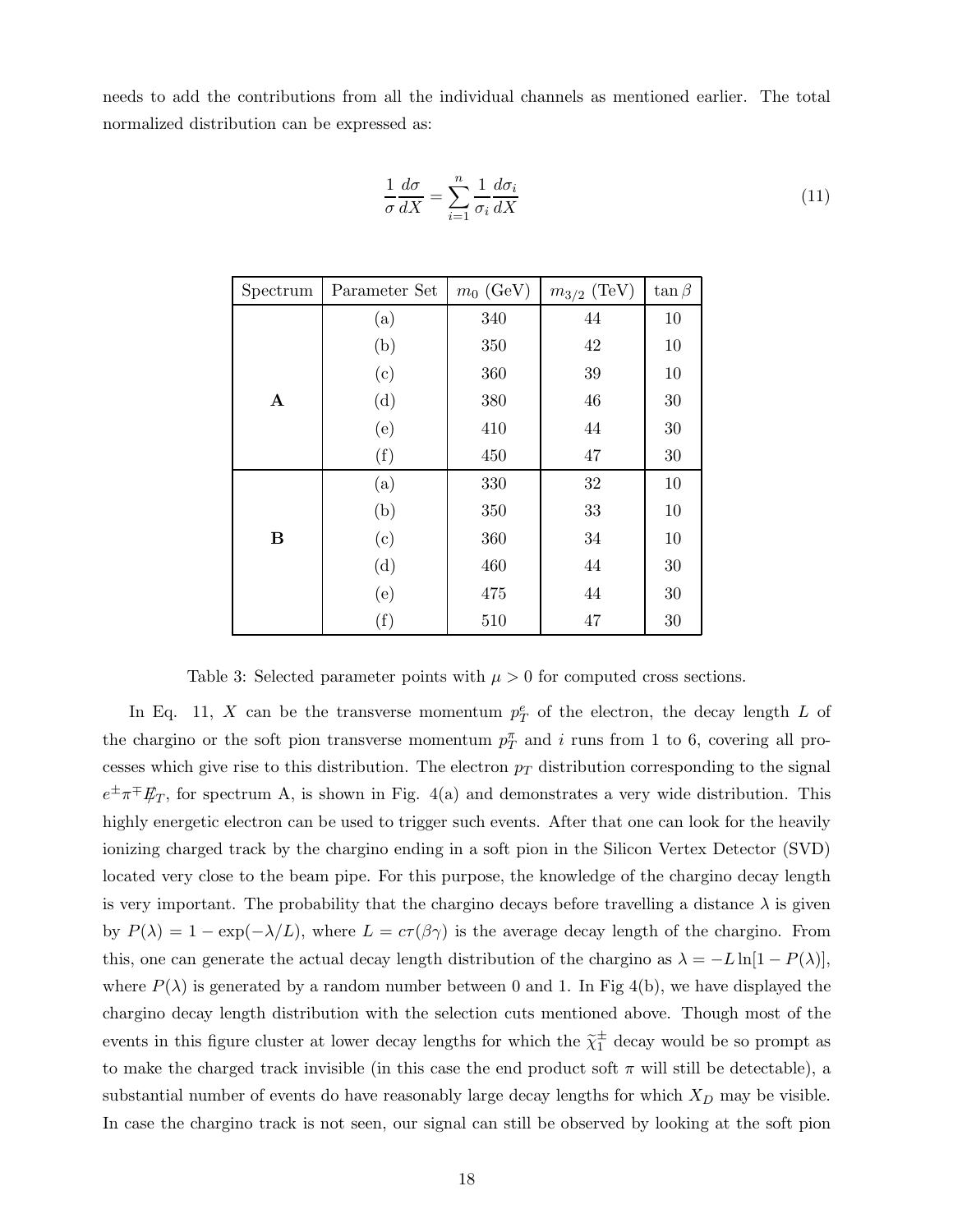needs to add the contributions from all the individual channels as mentioned earlier. The total normalized distribution can be expressed as:

$$\frac{1}{\sigma}\frac{d\sigma}{dX} = \sum_{i=1}^{n} \frac{1}{\sigma_i}\frac{d\sigma_i}{dX} \tag{11}$$

| Spectrum | Parameter Set | $m_0$ (GeV) | $m_{3/2}$ (TeV) | $\tan\beta$ |
|---|---|---|---|---|
| **A** | (a) | 340 | 44 | 10 |
| | (b) | 350 | 42 | 10 |
| | (c) | 360 | 39 | 10 |
| | (d) | 380 | 46 | 30 |
| | (e) | 410 | 44 | 30 |
| | (f) | 450 | 47 | 30 |
| **B** | (a) | 330 | 32 | 10 |
| | (b) | 350 | 33 | 10 |
| | (c) | 360 | 34 | 10 |
| | (d) | 460 | 44 | 30 |
| | (e) | 475 | 44 | 30 |
| | (f) | 510 | 47 | 30 |

Table 3: Selected parameter points with $\mu > 0$ for computed cross sections.

In Eq. 11, $X$ can be the transverse momentum $p_T^e$ of the electron, the decay length $L$ of the chargino or the soft pion transverse momentum $p_T^\pi$ and $i$ runs from 1 to 6, covering all processes which give rise to this distribution. The electron $p_T$ distribution corresponding to the signal $e^\pm\pi^\mp\not{E}_T$, for spectrum A, is shown in Fig. 4(a) and demonstrates a very wide distribution. This highly energetic electron can be used to trigger such events. After that one can look for the heavily ionizing charged track by the chargino ending in a soft pion in the Silicon Vertex Detector (SVD) located very close to the beam pipe. For this purpose, the knowledge of the chargino decay length is very important. The probability that the chargino decays before travelling a distance $\lambda$ is given by $P(\lambda) = 1 - \exp(-\lambda/L)$, where $L = c\tau(\beta\gamma)$ is the average decay length of the chargino. From this, one can generate the actual decay length distribution of the chargino as $\lambda = -L\ln[1 - P(\lambda)]$, where $P(\lambda)$ is generated by a random number between 0 and 1. In Fig 4(b), we have displayed the chargino decay length distribution with the selection cuts mentioned above. Though most of the events in this figure cluster at lower decay lengths for which the $\widetilde{\chi}_1^\pm$ decay would be so prompt as to make the charged track invisible (in this case the end product soft $\pi$ will still be detectable), a substantial number of events do have reasonably large decay lengths for which $X_D$ may be visible. In case the chargino track is not seen, our signal can still be observed by looking at the soft pion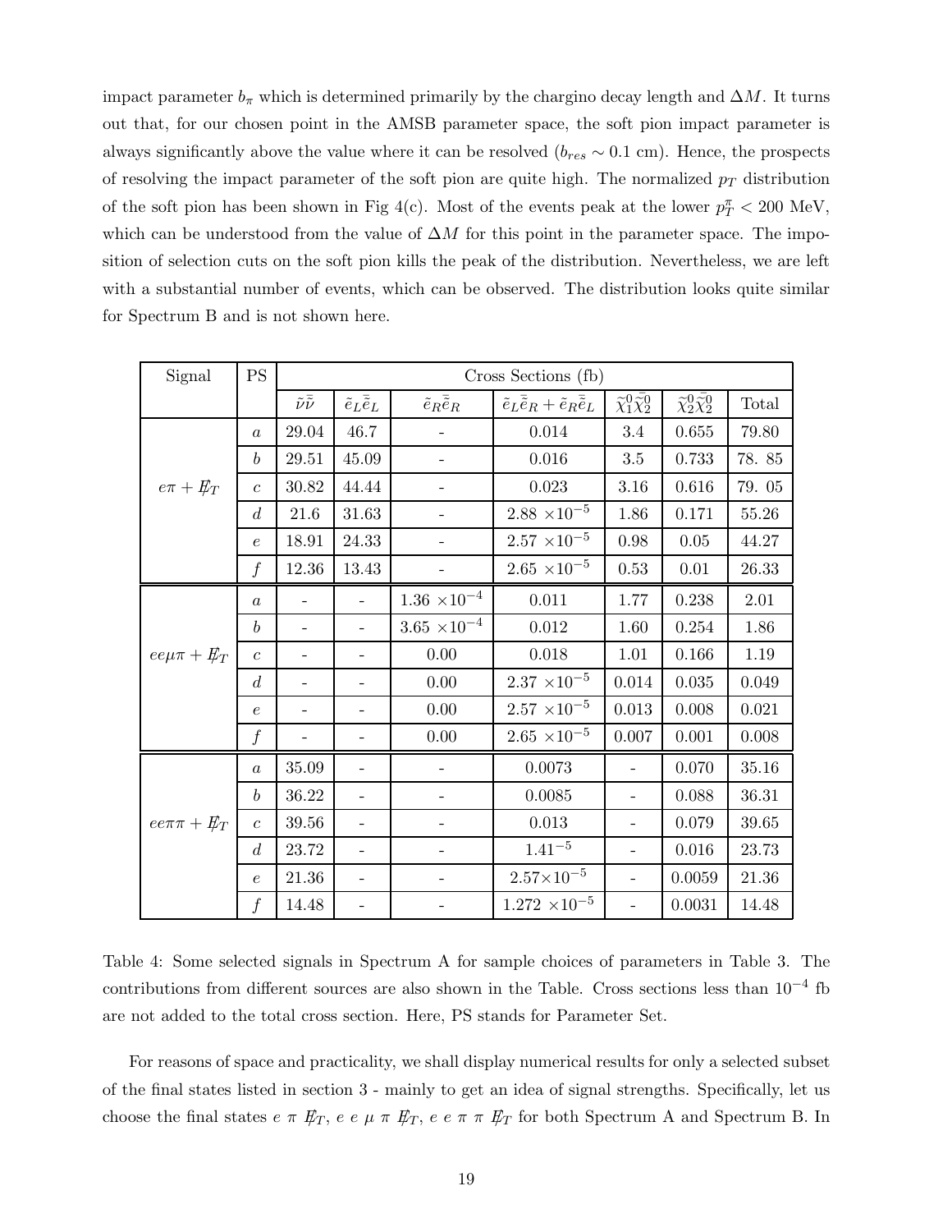impact parameter $b_\pi$ which is determined primarily by the chargino decay length and $\Delta M$. It turns out that, for our chosen point in the AMSB parameter space, the soft pion impact parameter is always significantly above the value where it can be resolved ($b_{res} \sim 0.1$ cm). Hence, the prospects of resolving the impact parameter of the soft pion are quite high. The normalized $p_T$ distribution of the soft pion has been shown in Fig 4(c). Most of the events peak at the lower $p_T^\pi < 200$ MeV, which can be understood from the value of $\Delta M$ for this point in the parameter space. The imposition of selection cuts on the soft pion kills the peak of the distribution. Nevertheless, we are left with a substantial number of events, which can be observed. The distribution looks quite similar for Spectrum B and is not shown here.

| Signal | PS | Cross Sections (fb) | | | | | | |
|---|---|---|---|---|---|---|---|---|
| | | $\tilde{\nu}\bar{\tilde{\nu}}$ | $\tilde{e}_L\bar{\tilde{e}}_L$ | $\tilde{e}_R\bar{\tilde{e}}_R$ | $\tilde{e}_L\bar{\tilde{e}}_R + \tilde{e}_R\bar{\tilde{e}}_L$ | $\tilde{\chi}_1^0\tilde{\chi}_2^0$ | $\tilde{\chi}_2^0\tilde{\chi}_2^0$ | Total |
| $e\pi + \not{E}_T$ | $a$ | 29.04 | 46.7 | - | 0.014 | 3.4 | 0.655 | 79.80 |
| | $b$ | 29.51 | 45.09 | - | 0.016 | 3.5 | 0.733 | 78. 85 |
| | $c$ | 30.82 | 44.44 | - | 0.023 | 3.16 | 0.616 | 79. 05 |
| | $d$ | 21.6 | 31.63 | - | $2.88 \times 10^{-5}$ | 1.86 | 0.171 | 55.26 |
| | $e$ | 18.91 | 24.33 | - | $2.57 \times 10^{-5}$ | 0.98 | 0.05 | 44.27 |
| | $f$ | 12.36 | 13.43 | - | $2.65 \times 10^{-5}$ | 0.53 | 0.01 | 26.33 |
| $ee\mu\pi + \not{E}_T$ | $a$ | - | - | $1.36 \times 10^{-4}$ | 0.011 | 1.77 | 0.238 | 2.01 |
| | $b$ | - | - | $3.65 \times 10^{-4}$ | 0.012 | 1.60 | 0.254 | 1.86 |
| | $c$ | - | - | 0.00 | 0.018 | 1.01 | 0.166 | 1.19 |
| | $d$ | - | - | 0.00 | $2.37 \times 10^{-5}$ | 0.014 | 0.035 | 0.049 |
| | $e$ | - | - | 0.00 | $2.57 \times 10^{-5}$ | 0.013 | 0.008 | 0.021 |
| | $f$ | - | - | 0.00 | $2.65 \times 10^{-5}$ | 0.007 | 0.001 | 0.008 |
| $ee\pi\pi + \not{E}_T$ | $a$ | 35.09 | - | - | 0.0073 | - | 0.070 | 35.16 |
| | $b$ | 36.22 | - | - | 0.0085 | - | 0.088 | 36.31 |
| | $c$ | 39.56 | - | - | 0.013 | - | 0.079 | 39.65 |
| | $d$ | 23.72 | - | - | $1.41^{-5}$ | - | 0.016 | 23.73 |
| | $e$ | 21.36 | - | - | $2.57 \times 10^{-5}$ | - | 0.0059 | 21.36 |
| | $f$ | 14.48 | - | - | $1.272 \times 10^{-5}$ | - | 0.0031 | 14.48 |

Table 4: Some selected signals in Spectrum A for sample choices of parameters in Table 3. The contributions from different sources are also shown in the Table. Cross sections less than $10^{-4}$ fb are not added to the total cross section. Here, PS stands for Parameter Set.

For reasons of space and practicality, we shall display numerical results for only a selected subset of the final states listed in section 3 - mainly to get an idea of signal strengths. Specifically, let us choose the final states $e\ \pi\ \not{E}_T$, $e\ e\ \mu\ \pi\ \not{E}_T$, $e\ e\ \pi\ \pi\ \not{E}_T$ for both Spectrum A and Spectrum B. In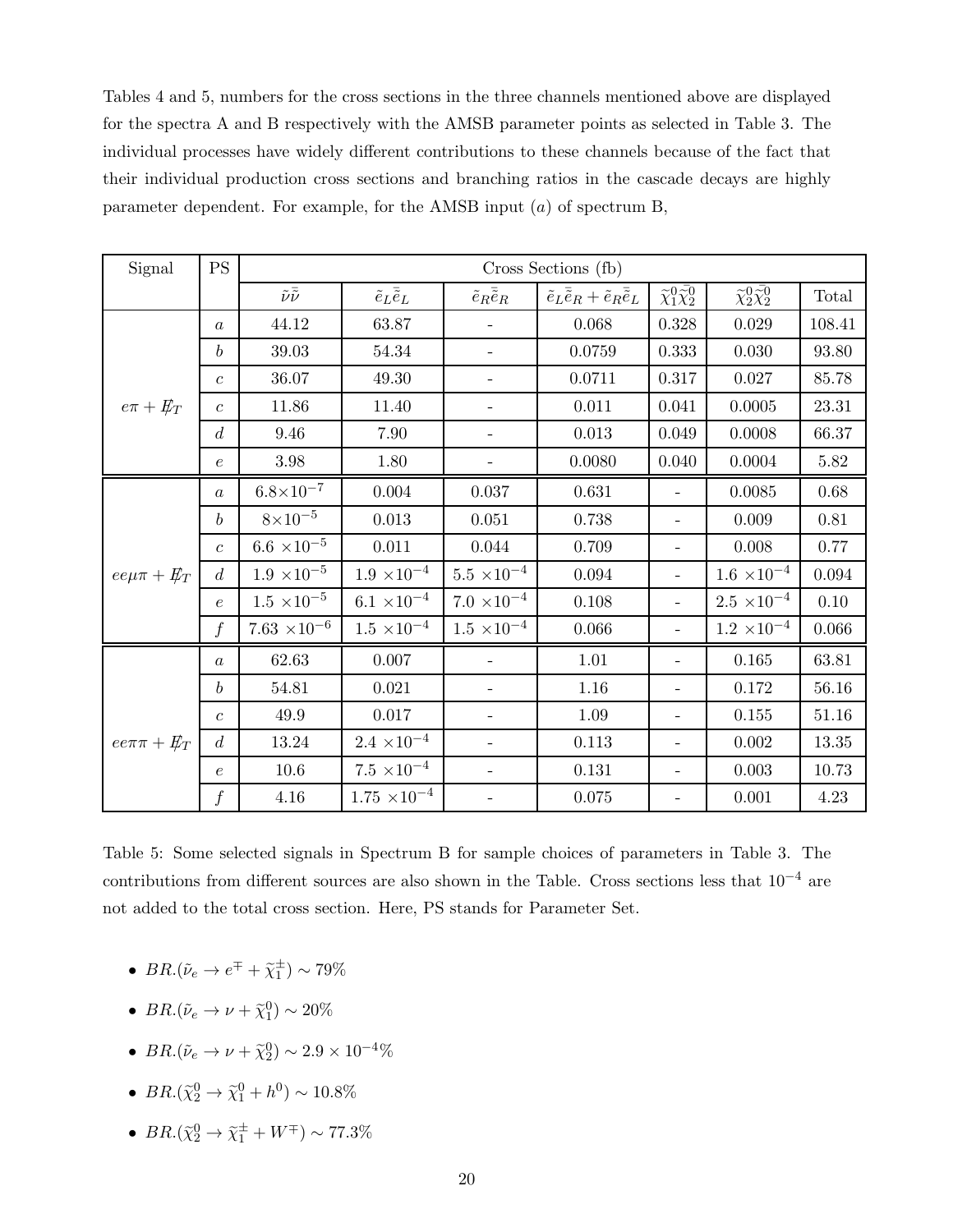Tables 4 and 5, numbers for the cross sections in the three channels mentioned above are displayed for the spectra A and B respectively with the AMSB parameter points as selected in Table 3. The individual processes have widely different contributions to these channels because of the fact that their individual production cross sections and branching ratios in the cascade decays are highly parameter dependent. For example, for the AMSB input ($a$) of spectrum B,

| Signal | PS | Cross Sections (fb) | | | | | | |
|---|---|---|---|---|---|---|---|---|
| | | $\tilde{\nu}\bar{\tilde{\nu}}$ | $\tilde{e}_L\bar{\tilde{e}}_L$ | $\tilde{e}_R\bar{\tilde{e}}_R$ | $\tilde{e}_L\bar{\tilde{e}}_R + \tilde{e}_R\bar{\tilde{e}}_L$ | $\widetilde{\chi}_1^0\bar{\widetilde{\chi}}_2^0$ | $\widetilde{\chi}_2^0\bar{\widetilde{\chi}}_2^0$ | Total |
| $e\pi + \not{E}_T$ | $a$ | 44.12 | 63.87 | - | 0.068 | 0.328 | 0.029 | 108.41 |
| | $b$ | 39.03 | 54.34 | - | 0.0759 | 0.333 | 0.030 | 93.80 |
| | $c$ | 36.07 | 49.30 | - | 0.0711 | 0.317 | 0.027 | 85.78 |
| | $c$ | 11.86 | 11.40 | - | 0.011 | 0.041 | 0.0005 | 23.31 |
| | $d$ | 9.46 | 7.90 | - | 0.013 | 0.049 | 0.0008 | 66.37 |
| | $e$ | 3.98 | 1.80 | - | 0.0080 | 0.040 | 0.0004 | 5.82 |
| $ee\mu\pi + \not{E}_T$ | $a$ | $6.8{\times}10^{-7}$ | 0.004 | 0.037 | 0.631 | - | 0.0085 | 0.68 |
| | $b$ | $8{\times}10^{-5}$ | 0.013 | 0.051 | 0.738 | - | 0.009 | 0.81 |
| | $c$ | $6.6\times10^{-5}$ | 0.011 | 0.044 | 0.709 | - | 0.008 | 0.77 |
| | $d$ | $1.9\times10^{-5}$ | $1.9\times10^{-4}$ | $5.5\times10^{-4}$ | 0.094 | - | $1.6\times10^{-4}$ | 0.094 |
| | $e$ | $1.5\times10^{-5}$ | $6.1\times10^{-4}$ | $7.0\times10^{-4}$ | 0.108 | - | $2.5\times10^{-4}$ | 0.10 |
| | $f$ | $7.63\times10^{-6}$ | $1.5\times10^{-4}$ | $1.5\times10^{-4}$ | 0.066 | - | $1.2\times10^{-4}$ | 0.066 |
| $ee\pi\pi + \not{E}_T$ | $a$ | 62.63 | 0.007 | - | 1.01 | - | 0.165 | 63.81 |
| | $b$ | 54.81 | 0.021 | - | 1.16 | - | 0.172 | 56.16 |
| | $c$ | 49.9 | 0.017 | - | 1.09 | - | 0.155 | 51.16 |
| | $d$ | 13.24 | $2.4\times10^{-4}$ | - | 0.113 | - | 0.002 | 13.35 |
| | $e$ | 10.6 | $7.5\times10^{-4}$ | - | 0.131 | - | 0.003 | 10.73 |
| | $f$ | 4.16 | $1.75\times10^{-4}$ | - | 0.075 | - | 0.001 | 4.23 |

Table 5: Some selected signals in Spectrum B for sample choices of parameters in Table 3. The contributions from different sources are also shown in the Table. Cross sections less that $10^{-4}$ are not added to the total cross section. Here, PS stands for Parameter Set.

- $BR.(\tilde{\nu}_e \to e^{\mp} + \widetilde{\chi}_1^{\pm}) \sim 79\%$
- $BR.(\tilde{\nu}_e \to \nu + \widetilde{\chi}_1^0) \sim 20\%$
- $BR.(\tilde{\nu}_e \to \nu + \widetilde{\chi}_2^0) \sim 2.9 \times 10^{-4}\%$
- $BR.(\widetilde{\chi}_2^0 \to \widetilde{\chi}_1^0 + h^0) \sim 10.8\%$
- $BR.(\widetilde{\chi}_2^0 \to \widetilde{\chi}_1^{\pm} + W^{\mp}) \sim 77.3\%$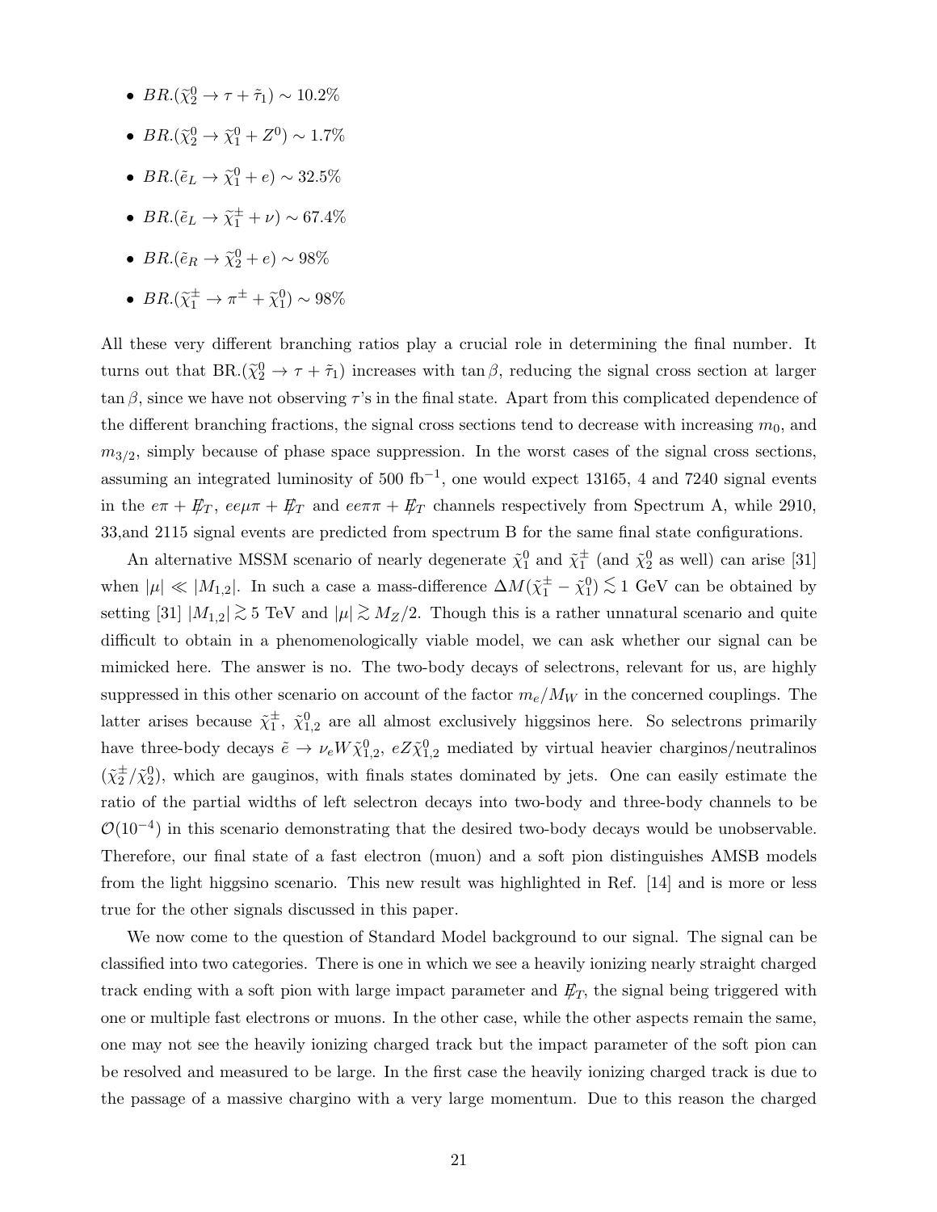- $BR.(\tilde{\chi}_2^0 \to \tau + \tilde{\tau}_1) \sim 10.2\%$
- $BR.(\tilde{\chi}_2^0 \to \tilde{\chi}_1^0 + Z^0) \sim 1.7\%$
- $BR.(\tilde{e}_L \to \tilde{\chi}_1^0 + e) \sim 32.5\%$
- $BR.(\tilde{e}_L \to \tilde{\chi}_1^\pm + \nu) \sim 67.4\%$
- $BR.(\tilde{e}_R \to \tilde{\chi}_2^0 + e) \sim 98\%$
- $BR.(\tilde{\chi}_1^\pm \to \pi^\pm + \tilde{\chi}_1^0) \sim 98\%$

All these very different branching ratios play a crucial role in determining the final number. It turns out that BR.$(\tilde{\chi}_2^0 \to \tau + \tilde{\tau}_1)$ increases with $\tan\beta$, reducing the signal cross section at larger $\tan\beta$, since we have not observing $\tau$'s in the final state. Apart from this complicated dependence of the different branching fractions, the signal cross sections tend to decrease with increasing $m_0$, and $m_{3/2}$, simply because of phase space suppression. In the worst cases of the signal cross sections, assuming an integrated luminosity of 500 fb$^{-1}$, one would expect 13165, 4 and 7240 signal events in the $e\pi + \not{E}_T$, $ee\mu\pi + \not{E}_T$ and $ee\pi\pi + \not{E}_T$ channels respectively from Spectrum A, while 2910, 33,and 2115 signal events are predicted from spectrum B for the same final state configurations.

An alternative MSSM scenario of nearly degenerate $\tilde{\chi}_1^0$ and $\tilde{\chi}_1^\pm$ (and $\tilde{\chi}_2^0$ as well) can arise [31] when $|\mu| \ll |M_{1,2}|$. In such a case a mass-difference $\Delta M(\tilde{\chi}_1^\pm - \tilde{\chi}_1^0) \lesssim 1$ GeV can be obtained by setting [31] $|M_{1,2}| \gtrsim 5$ TeV and $|\mu| \gtrsim M_Z/2$. Though this is a rather unnatural scenario and quite difficult to obtain in a phenomenologically viable model, we can ask whether our signal can be mimicked here. The answer is no. The two-body decays of selectrons, relevant for us, are highly suppressed in this other scenario on account of the factor $m_e/M_W$ in the concerned couplings. The latter arises because $\tilde{\chi}_1^\pm$, $\tilde{\chi}_{1,2}^0$ are all almost exclusively higgsinos here. So selectrons primarily have three-body decays $\tilde{e} \to \nu_e W \tilde{\chi}_{1,2}^0$, $eZ\tilde{\chi}_{1,2}^0$ mediated by virtual heavier charginos/neutralinos ($\tilde{\chi}_2^\pm/\tilde{\chi}_2^0$), which are gauginos, with finals states dominated by jets. One can easily estimate the ratio of the partial widths of left selectron decays into two-body and three-body channels to be $\mathcal{O}(10^{-4})$ in this scenario demonstrating that the desired two-body decays would be unobservable. Therefore, our final state of a fast electron (muon) and a soft pion distinguishes AMSB models from the light higgsino scenario. This new result was highlighted in Ref. [14] and is more or less true for the other signals discussed in this paper.

We now come to the question of Standard Model background to our signal. The signal can be classified into two categories. There is one in which we see a heavily ionizing nearly straight charged track ending with a soft pion with large impact parameter and $\not{E}_T$, the signal being triggered with one or multiple fast electrons or muons. In the other case, while the other aspects remain the same, one may not see the heavily ionizing charged track but the impact parameter of the soft pion can be resolved and measured to be large. In the first case the heavily ionizing charged track is due to the passage of a massive chargino with a very large momentum. Due to this reason the charged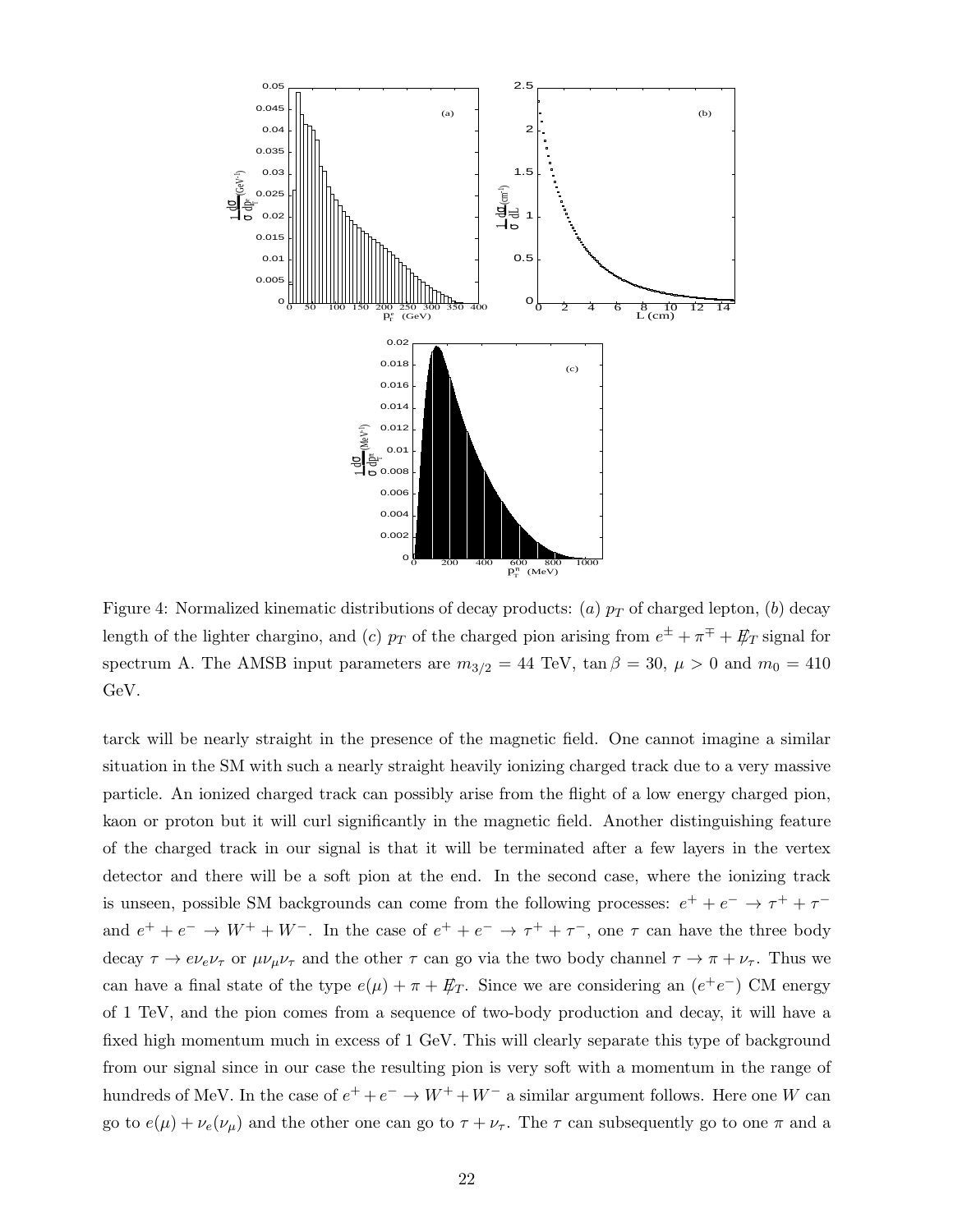Figure 4: Normalized kinematic distributions of decay products: $(a)$ $p_T$ of charged lepton, $(b)$ decay length of the lighter chargino, and $(c)$ $p_T$ of the charged pion arising from $e^{\pm} + \pi^{\mp} + \not{E}_T$ signal for spectrum A. The AMSB input parameters are $m_{3/2} = 44$ TeV, $\tan\beta = 30$, $\mu > 0$ and $m_0 = 410$ GeV.

tarck will be nearly straight in the presence of the magnetic field. One cannot imagine a similar situation in the SM with such a nearly straight heavily ionizing charged track due to a very massive particle. An ionized charged track can possibly arise from the flight of a low energy charged pion, kaon or proton but it will curl significantly in the magnetic field. Another distinguishing feature of the charged track in our signal is that it will be terminated after a few layers in the vertex detector and there will be a soft pion at the end. In the second case, where the ionizing track is unseen, possible SM backgrounds can come from the following processes: $e^+ + e^- \to \tau^+ + \tau^-$ and $e^+ + e^- \to W^+ + W^-$. In the case of $e^+ + e^- \to \tau^+ + \tau^-$, one $\tau$ can have the three body decay $\tau \to e\nu_e\nu_\tau$ or $\mu\nu_\mu\nu_\tau$ and the other $\tau$ can go via the two body channel $\tau \to \pi + \nu_\tau$. Thus we can have a final state of the type $e(\mu) + \pi + \not{E}_T$. Since we are considering an $(e^+e^-)$ CM energy of 1 TeV, and the pion comes from a sequence of two-body production and decay, it will have a fixed high momentum much in excess of 1 GeV. This will clearly separate this type of background from our signal since in our case the resulting pion is very soft with a momentum in the range of hundreds of MeV. In the case of $e^+ + e^- \to W^+ + W^-$ a similar argument follows. Here one $W$ can go to $e(\mu) + \nu_e(\nu_\mu)$ and the other one can go to $\tau + \nu_\tau$. The $\tau$ can subsequently go to one $\pi$ and a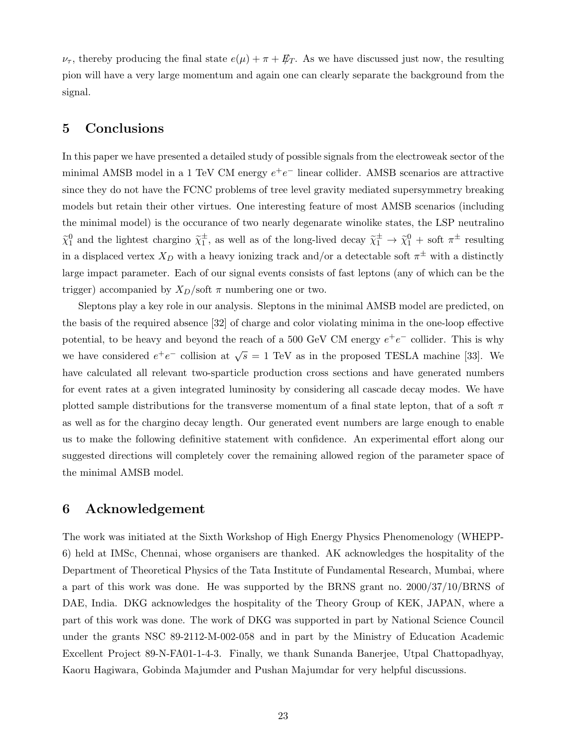$\nu_\tau$, thereby producing the final state $e(\mu) + \pi + \not{E}_T$. As we have discussed just now, the resulting pion will have a very large momentum and again one can clearly separate the background from the signal.

## 5 Conclusions

In this paper we have presented a detailed study of possible signals from the electroweak sector of the minimal AMSB model in a 1 TeV CM energy $e^+e^-$ linear collider. AMSB scenarios are attractive since they do not have the FCNC problems of tree level gravity mediated supersymmetry breaking models but retain their other virtues. One interesting feature of most AMSB scenarios (including the minimal model) is the occurance of two nearly degenarate winolike states, the LSP neutralino $\widetilde{\chi}_1^0$ and the lightest chargino $\widetilde{\chi}_1^\pm$, as well as of the long-lived decay $\widetilde{\chi}_1^\pm \to \widetilde{\chi}_1^0$ + soft $\pi^\pm$ resulting in a displaced vertex $X_D$ with a heavy ionizing track and/or a detectable soft $\pi^\pm$ with a distinctly large impact parameter. Each of our signal events consists of fast leptons (any of which can be the trigger) accompanied by $X_D$/soft $\pi$ numbering one or two.

Sleptons play a key role in our analysis. Sleptons in the minimal AMSB model are predicted, on the basis of the required absence [32] of charge and color violating minima in the one-loop effective potential, to be heavy and beyond the reach of a 500 GeV CM energy $e^+e^-$ collider. This is why we have considered $e^+e^-$ collision at $\sqrt{s} = 1$ TeV as in the proposed TESLA machine [33]. We have calculated all relevant two-sparticle production cross sections and have generated numbers for event rates at a given integrated luminosity by considering all cascade decay modes. We have plotted sample distributions for the transverse momentum of a final state lepton, that of a soft $\pi$ as well as for the chargino decay length. Our generated event numbers are large enough to enable us to make the following definitive statement with confidence. An experimental effort along our suggested directions will completely cover the remaining allowed region of the parameter space of the minimal AMSB model.

## 6 Acknowledgement

The work was initiated at the Sixth Workshop of High Energy Physics Phenomenology (WHEPP-6) held at IMSc, Chennai, whose organisers are thanked. AK acknowledges the hospitality of the Department of Theoretical Physics of the Tata Institute of Fundamental Research, Mumbai, where a part of this work was done. He was supported by the BRNS grant no. 2000/37/10/BRNS of DAE, India. DKG acknowledges the hospitality of the Theory Group of KEK, JAPAN, where a part of this work was done. The work of DKG was supported in part by National Science Council under the grants NSC 89-2112-M-002-058 and in part by the Ministry of Education Academic Excellent Project 89-N-FA01-1-4-3. Finally, we thank Sunanda Banerjee, Utpal Chattopadhyay, Kaoru Hagiwara, Gobinda Majumder and Pushan Majumdar for very helpful discussions.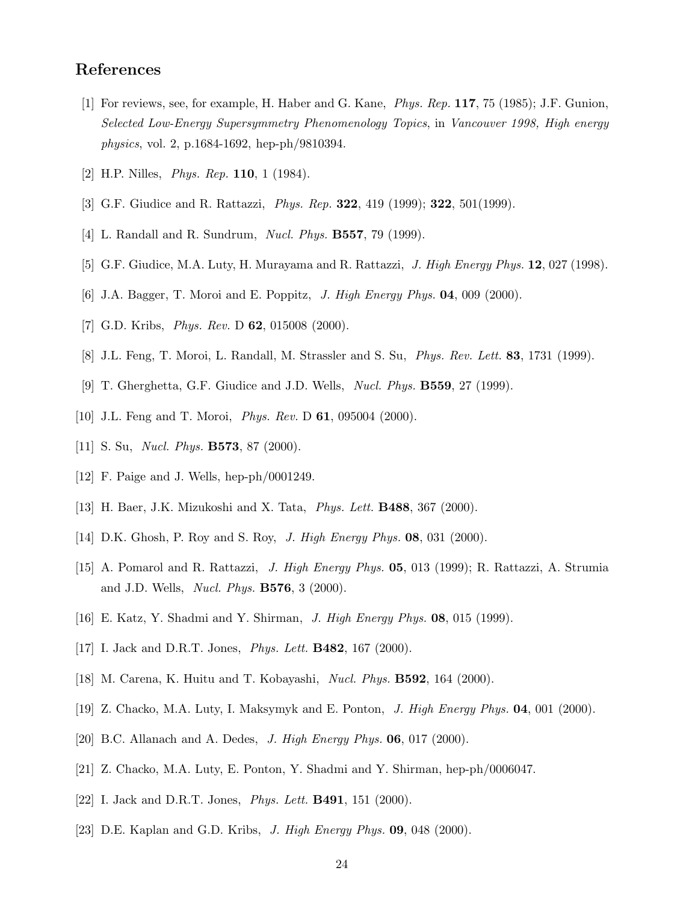## References

[1] For reviews, see, for example, H. Haber and G. Kane, *Phys. Rep.* **117**, 75 (1985); J.F. Gunion, *Selected Low-Energy Supersymmetry Phenomenology Topics*, in *Vancouver 1998, High energy physics*, vol. 2, p.1684-1692, hep-ph/9810394.

[2] H.P. Nilles, *Phys. Rep.* **110**, 1 (1984).

[3] G.F. Giudice and R. Rattazzi, *Phys. Rep.* **322**, 419 (1999); **322**, 501(1999).

[4] L. Randall and R. Sundrum, *Nucl. Phys.* **B557**, 79 (1999).

[5] G.F. Giudice, M.A. Luty, H. Murayama and R. Rattazzi, *J. High Energy Phys.* **12**, 027 (1998).

[6] J.A. Bagger, T. Moroi and E. Poppitz, *J. High Energy Phys.* **04**, 009 (2000).

[7] G.D. Kribs, *Phys. Rev.* D **62**, 015008 (2000).

[8] J.L. Feng, T. Moroi, L. Randall, M. Strassler and S. Su, *Phys. Rev. Lett.* **83**, 1731 (1999).

[9] T. Gherghetta, G.F. Giudice and J.D. Wells, *Nucl. Phys.* **B559**, 27 (1999).

[10] J.L. Feng and T. Moroi, *Phys. Rev.* D **61**, 095004 (2000).

[11] S. Su, *Nucl. Phys.* **B573**, 87 (2000).

[12] F. Paige and J. Wells, hep-ph/0001249.

[13] H. Baer, J.K. Mizukoshi and X. Tata, *Phys. Lett.* **B488**, 367 (2000).

[14] D.K. Ghosh, P. Roy and S. Roy, *J. High Energy Phys.* **08**, 031 (2000).

[15] A. Pomarol and R. Rattazzi, *J. High Energy Phys.* **05**, 013 (1999); R. Rattazzi, A. Strumia and J.D. Wells, *Nucl. Phys.* **B576**, 3 (2000).

[16] E. Katz, Y. Shadmi and Y. Shirman, *J. High Energy Phys.* **08**, 015 (1999).

[17] I. Jack and D.R.T. Jones, *Phys. Lett.* **B482**, 167 (2000).

[18] M. Carena, K. Huitu and T. Kobayashi, *Nucl. Phys.* **B592**, 164 (2000).

[19] Z. Chacko, M.A. Luty, I. Maksymyk and E. Ponton, *J. High Energy Phys.* **04**, 001 (2000).

[20] B.C. Allanach and A. Dedes, *J. High Energy Phys.* **06**, 017 (2000).

[21] Z. Chacko, M.A. Luty, E. Ponton, Y. Shadmi and Y. Shirman, hep-ph/0006047.

[22] I. Jack and D.R.T. Jones, *Phys. Lett.* **B491**, 151 (2000).

[23] D.E. Kaplan and G.D. Kribs, *J. High Energy Phys.* **09**, 048 (2000).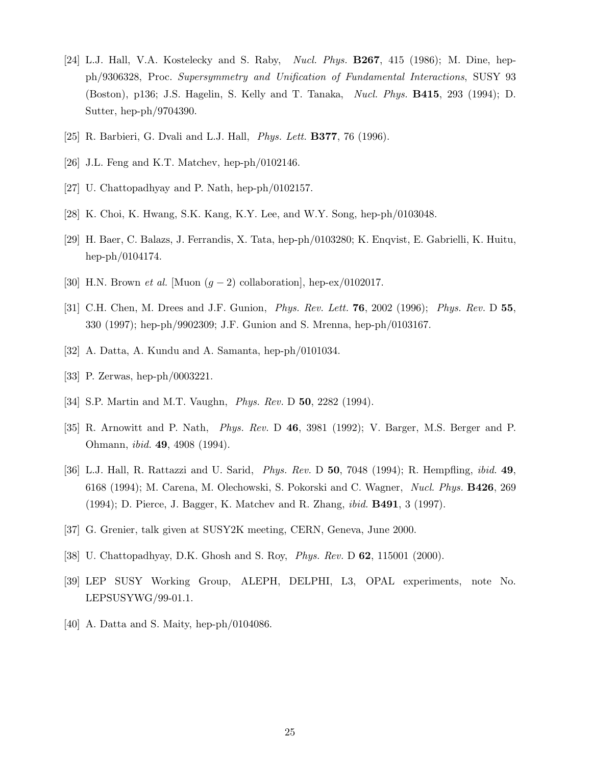[24] L.J. Hall, V.A. Kostelecky and S. Raby, *Nucl. Phys.* **B267**, 415 (1986); M. Dine, hep-ph/9306328, Proc. *Supersymmetry and Unification of Fundamental Interactions*, SUSY 93 (Boston), p136; J.S. Hagelin, S. Kelly and T. Tanaka, *Nucl. Phys.* **B415**, 293 (1994); D. Sutter, hep-ph/9704390.

[25] R. Barbieri, G. Dvali and L.J. Hall, *Phys. Lett.* **B377**, 76 (1996).

[26] J.L. Feng and K.T. Matchev, hep-ph/0102146.

[27] U. Chattopadhyay and P. Nath, hep-ph/0102157.

[28] K. Choi, K. Hwang, S.K. Kang, K.Y. Lee, and W.Y. Song, hep-ph/0103048.

[29] H. Baer, C. Balazs, J. Ferrandis, X. Tata, hep-ph/0103280; K. Enqvist, E. Gabrielli, K. Huitu, hep-ph/0104174.

[30] H.N. Brown *et al.* [Muon $(g-2)$ collaboration], hep-ex/0102017.

[31] C.H. Chen, M. Drees and J.F. Gunion, *Phys. Rev. Lett.* **76**, 2002 (1996); *Phys. Rev.* D **55**, 330 (1997); hep-ph/9902309; J.F. Gunion and S. Mrenna, hep-ph/0103167.

[32] A. Datta, A. Kundu and A. Samanta, hep-ph/0101034.

[33] P. Zerwas, hep-ph/0003221.

[34] S.P. Martin and M.T. Vaughn, *Phys. Rev.* D **50**, 2282 (1994).

[35] R. Arnowitt and P. Nath, *Phys. Rev.* D **46**, 3981 (1992); V. Barger, M.S. Berger and P. Ohmann, *ibid.* **49**, 4908 (1994).

[36] L.J. Hall, R. Rattazzi and U. Sarid, *Phys. Rev.* D **50**, 7048 (1994); R. Hempfling, *ibid.* **49**, 6168 (1994); M. Carena, M. Olechowski, S. Pokorski and C. Wagner, *Nucl. Phys.* **B426**, 269 (1994); D. Pierce, J. Bagger, K. Matchev and R. Zhang, *ibid.* **B491**, 3 (1997).

[37] G. Grenier, talk given at SUSY2K meeting, CERN, Geneva, June 2000.

[38] U. Chattopadhyay, D.K. Ghosh and S. Roy, *Phys. Rev.* D **62**, 115001 (2000).

[39] LEP SUSY Working Group, ALEPH, DELPHI, L3, OPAL experiments, note No. LEPSUSYWG/99-01.1.

[40] A. Datta and S. Maity, hep-ph/0104086.